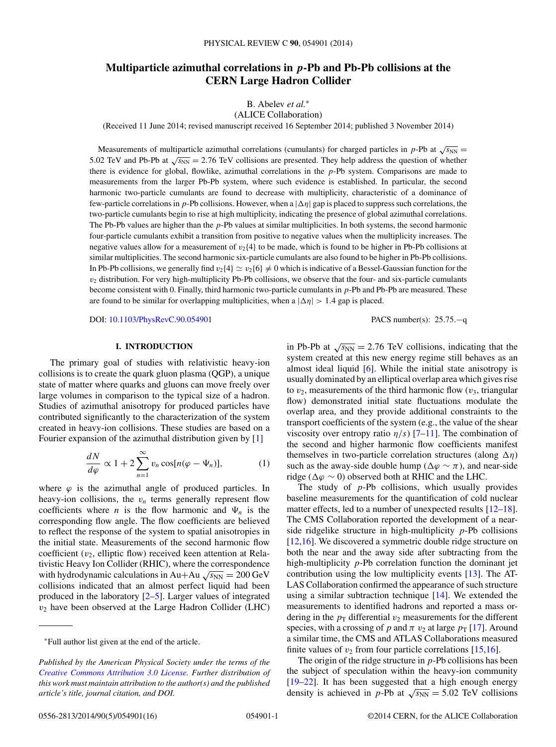# Multiparticle azimuthal correlations in $p$-Pb and Pb-Pb collisions at the CERN Large Hadron Collider

B. Abelev *et al.*\*

(ALICE Collaboration)

(Received 11 June 2014; revised manuscript received 16 September 2014; published 3 November 2014)

Measurements of multiparticle azimuthal correlations (cumulants) for charged particles in $p$-Pb at $\sqrt{s_{NN}} = 5.02$ TeV and Pb-Pb at $\sqrt{s_{NN}} = 2.76$ TeV collisions are presented. They help address the question of whether there is evidence for global, flowlike, azimuthal correlations in the $p$-Pb system. Comparisons are made to measurements from the larger Pb-Pb system, where such evidence is established. In particular, the second harmonic two-particle cumulants are found to decrease with multiplicity, characteristic of a dominance of few-particle correlations in $p$-Pb collisions. However, when a $|\Delta\eta|$ gap is placed to suppress such correlations, the two-particle cumulants begin to rise at high multiplicity, indicating the presence of global azimuthal correlations. The Pb-Pb values are higher than the $p$-Pb values at similar multiplicities. In both systems, the second harmonic four-particle cumulants exhibit a transition from positive to negative values when the multiplicity increases. The negative values allow for a measurement of $v_2\{4\}$ to be made, which is found to be higher in Pb-Pb collisions at similar multiplicities. The second harmonic six-particle cumulants are also found to be higher in Pb-Pb collisions. In Pb-Pb collisions, we generally find $v_2\{4\} \simeq v_2\{6\} \neq 0$ which is indicative of a Bessel-Gaussian function for the $v_2$ distribution. For very high-multiplicity Pb-Pb collisions, we observe that the four- and six-particle cumulants become consistent with 0. Finally, third harmonic two-particle cumulants in $p$-Pb and Pb-Pb are measured. These are found to be similar for overlapping multiplicities, when a $|\Delta\eta| > 1.4$ gap is placed.

DOI: 10.1103/PhysRevC.90.054901 PACS number(s): 25.75.−q

## I. INTRODUCTION

The primary goal of studies with relativistic heavy-ion collisions is to create the quark gluon plasma (QGP), a unique state of matter where quarks and gluons can move freely over large volumes in comparison to the typical size of a hadron. Studies of azimuthal anisotropy for produced particles have contributed significantly to the characterization of the system created in heavy-ion collisions. These studies are based on a Fourier expansion of the azimuthal distribution given by [1]

$$\frac{dN}{d\varphi} \propto 1 + 2\sum_{n=1}^{\infty} v_n \cos[n(\varphi - \Psi_n)], \quad (1)$$

where $\varphi$ is the azimuthal angle of produced particles. In heavy-ion collisions, the $v_n$ terms generally represent flow coefficients where $n$ is the flow harmonic and $\Psi_n$ is the corresponding flow angle. The flow coefficients are believed to reflect the response of the system to spatial anisotropies in the initial state. Measurements of the second harmonic flow coefficient ($v_2$, elliptic flow) received keen attention at Relativistic Heavy Ion Collider (RHIC), where the correspondence with hydrodynamic calculations in Au+Au $\sqrt{s_{NN}} = 200$ GeV collisions indicated that an almost perfect liquid had been produced in the laboratory [2–5]. Larger values of integrated $v_2$ have been observed at the Large Hadron Collider (LHC) in Pb-Pb at $\sqrt{s_{NN}} = 2.76$ TeV collisions, indicating that the system created at this new energy regime still behaves as an almost ideal liquid [6]. While the initial state anisotropy is usually dominated by an elliptical overlap area which gives rise to $v_2$, measurements of the third harmonic flow ($v_3$, triangular flow) demonstrated initial state fluctuations modulate the overlap area, and they provide additional constraints to the transport coefficients of the system (e.g., the value of the shear viscosity over entropy ratio $\eta/s$) [7–11]. The combination of the second and higher harmonic flow coefficients manifest themselves in two-particle correlation structures (along $\Delta\eta$) such as the away-side double hump ($\Delta\varphi \sim \pi$), and near-side ridge ($\Delta\varphi \sim 0$) observed both at RHIC and the LHC.

The study of $p$-Pb collisions, which usually provides baseline measurements for the quantification of cold nuclear matter effects, led to a number of unexpected results [12–18]. The CMS Collaboration reported the development of a near-side ridgelike structure in high-multiplicity $p$-Pb collisions [12,16]. We discovered a symmetric double ridge structure on both the near and the away side after subtracting from the high-multiplicity $p$-Pb correlation function the dominant jet contribution using the low multiplicity events [13]. The ATLAS Collaboration confirmed the appearance of such structure using a similar subtraction technique [14]. We extended the measurements to identified hadrons and reported a mass ordering in the $p_T$ differential $v_2$ measurements for the different species, with a crossing of $p$ and $\pi$ $v_2$ at large $p_T$ [17]. Around a similar time, the CMS and ATLAS Collaborations measured finite values of $v_2$ from four particle correlations [15,16].

The origin of the ridge structure in $p$-Pb collisions has been the subject of speculation within the heavy-ion community [19–22]. It has been suggested that a high enough energy density is achieved in $p$-Pb at $\sqrt{s_{NN}} = 5.02$ TeV collisions

---

\*Full author list given at the end of the article.

*Published by the American Physical Society under the terms of the Creative Commons Attribution 3.0 License. Further distribution of this work must maintain attribution to the author(s) and the published article's title, journal citation, and DOI.*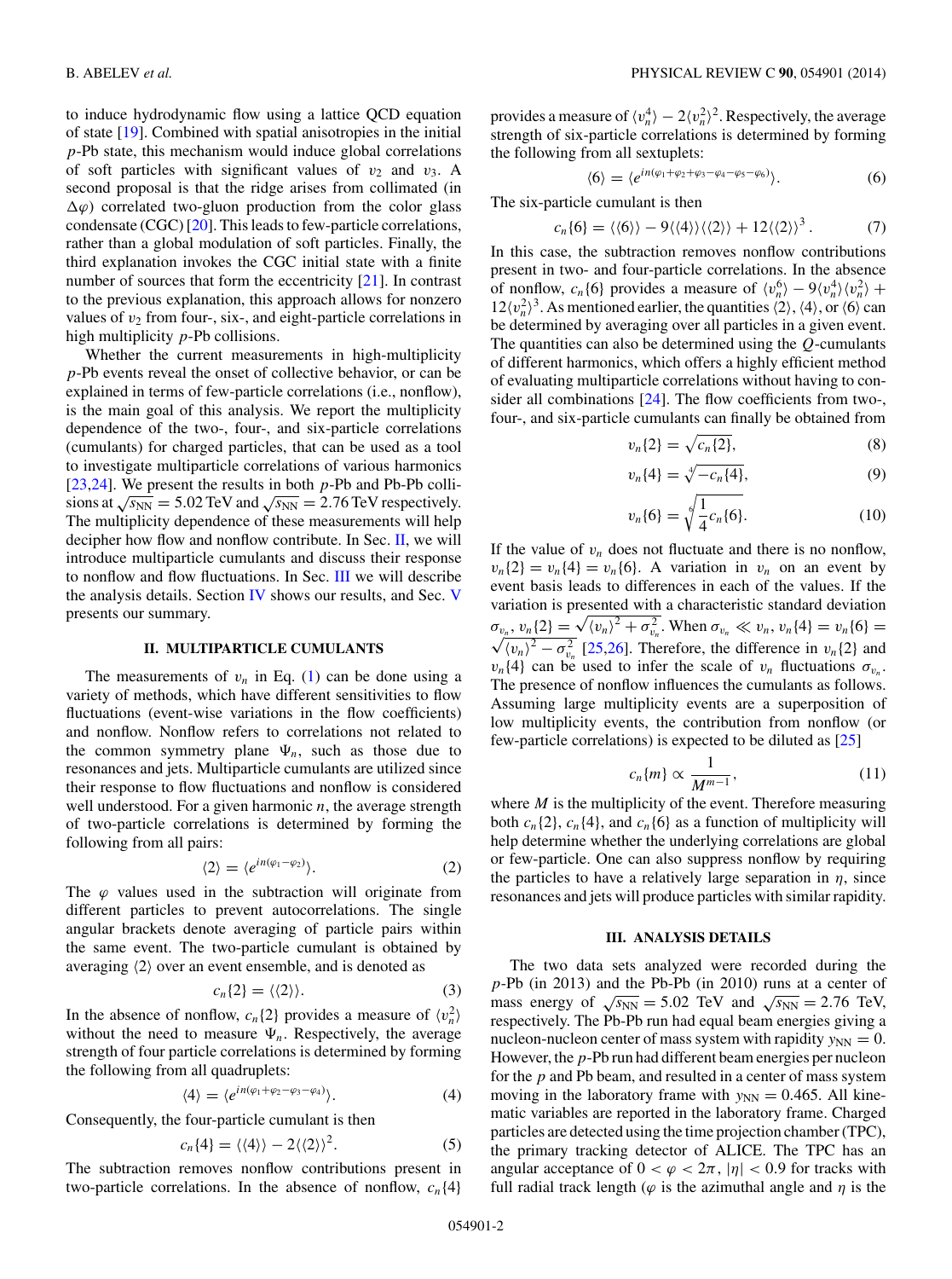to induce hydrodynamic flow using a lattice QCD equation of state [19]. Combined with spatial anisotropies in the initial $p$-Pb state, this mechanism would induce global correlations of soft particles with significant values of $v_2$ and $v_3$. A second proposal is that the ridge arises from collimated (in $\Delta\varphi$) correlated two-gluon production from the color glass condensate (CGC) [20]. This leads to few-particle correlations, rather than a global modulation of soft particles. Finally, the third explanation invokes the CGC initial state with a finite number of sources that form the eccentricity [21]. In contrast to the previous explanation, this approach allows for nonzero values of $v_2$ from four-, six-, and eight-particle correlations in high multiplicity $p$-Pb collisions.

Whether the current measurements in high-multiplicity $p$-Pb events reveal the onset of collective behavior, or can be explained in terms of few-particle correlations (i.e., nonflow), is the main goal of this analysis. We report the multiplicity dependence of the two-, four-, and six-particle correlations (cumulants) for charged particles, that can be used as a tool to investigate multiparticle correlations of various harmonics [23,24]. We present the results in both $p$-Pb and Pb-Pb collisions at $\sqrt{s_{\rm NN}} = 5.02$ TeV and $\sqrt{s_{\rm NN}} = 2.76$ TeV respectively. The multiplicity dependence of these measurements will help decipher how flow and nonflow contribute. In Sec. II, we will introduce multiparticle cumulants and discuss their response to nonflow and flow fluctuations. In Sec. III we will describe the analysis details. Section IV shows our results, and Sec. V presents our summary.

## II. MULTIPARTICLE CUMULANTS

The measurements of $v_n$ in Eq. (1) can be done using a variety of methods, which have different sensitivities to flow fluctuations (event-wise variations in the flow coefficients) and nonflow. Nonflow refers to correlations not related to the common symmetry plane $\Psi_n$, such as those due to resonances and jets. Multiparticle cumulants are utilized since their response to flow fluctuations and nonflow is considered well understood. For a given harmonic $n$, the average strength of two-particle correlations is determined by forming the following from all pairs:

$$\langle 2\rangle = \langle e^{in(\varphi_1-\varphi_2)}\rangle. \tag{2}$$

The $\varphi$ values used in the subtraction will originate from different particles to prevent autocorrelations. The single angular brackets denote averaging of particle pairs within the same event. The two-particle cumulant is obtained by averaging $\langle 2\rangle$ over an event ensemble, and is denoted as

$$c_n\{2\} = \langle\langle 2\rangle\rangle. \tag{3}$$

In the absence of nonflow, $c_n\{2\}$ provides a measure of $\langle v_n^2\rangle$ without the need to measure $\Psi_n$. Respectively, the average strength of four particle correlations is determined by forming the following from all quadruplets:

$$\langle 4\rangle = \langle e^{in(\varphi_1+\varphi_2-\varphi_3-\varphi_4)}\rangle. \tag{4}$$

Consequently, the four-particle cumulant is then

$$c_n\{4\} = \langle\langle 4\rangle\rangle - 2\langle\langle 2\rangle\rangle^2. \tag{5}$$

The subtraction removes nonflow contributions present in two-particle correlations. In the absence of nonflow, $c_n\{4\}$ provides a measure of $\langle v_n^4\rangle - 2\langle v_n^2\rangle^2$. Respectively, the average strength of six-particle correlations is determined by forming the following from all sextuplets:

$$\langle 6\rangle = \langle e^{in(\varphi_1+\varphi_2+\varphi_3-\varphi_4-\varphi_5-\varphi_6)}\rangle. \tag{6}$$

The six-particle cumulant is then

$$c_n\{6\} = \langle\langle 6\rangle\rangle - 9\langle\langle 4\rangle\rangle\langle\langle 2\rangle\rangle + 12\langle\langle 2\rangle\rangle^3. \tag{7}$$

In this case, the subtraction removes nonflow contributions present in two- and four-particle correlations. In the absence of nonflow, $c_n\{6\}$ provides a measure of $\langle v_n^6\rangle - 9\langle v_n^4\rangle\langle v_n^2\rangle + 12\langle v_n^2\rangle^3$. As mentioned earlier, the quantities $\langle 2\rangle$, $\langle 4\rangle$, or $\langle 6\rangle$ can be determined by averaging over all particles in a given event. The quantities can also be determined using the $Q$-cumulants of different harmonics, which offers a highly efficient method of evaluating multiparticle correlations without having to consider all combinations [24]. The flow coefficients from two-, four-, and six-particle cumulants can finally be obtained from

$$v_n\{2\} = \sqrt{c_n\{2\}}, \tag{8}$$

$$v_n\{4\} = \sqrt[4]{-c_n\{4\}}, \tag{9}$$

$$v_n\{6\} = \sqrt[6]{\frac{1}{4}c_n\{6\}}. \tag{10}$$

If the value of $v_n$ does not fluctuate and there is no nonflow, $v_n\{2\} = v_n\{4\} = v_n\{6\}$. A variation in $v_n$ on an event by event basis leads to differences in each of the values. If the variation is presented with a characteristic standard deviation $\sigma_{v_n}$, $v_n\{2\} = \sqrt{\langle v_n\rangle^2 + \sigma_{v_n}^2}$. When $\sigma_{v_n} \ll v_n$, $v_n\{4\} = v_n\{6\} = \sqrt{\langle v_n\rangle^2 - \sigma_{v_n}^2}$ [25,26]. Therefore, the difference in $v_n\{2\}$ and $v_n\{4\}$ can be used to infer the scale of $v_n$ fluctuations $\sigma_{v_n}$. The presence of nonflow influences the cumulants as follows. Assuming large multiplicity events are a superposition of low multiplicity events, the contribution from nonflow (or few-particle correlations) is expected to be diluted as [25]

$$c_n\{m\} \propto \frac{1}{M^{m-1}}, \tag{11}$$

where $M$ is the multiplicity of the event. Therefore measuring both $c_n\{2\}$, $c_n\{4\}$, and $c_n\{6\}$ as a function of multiplicity will help determine whether the underlying correlations are global or few-particle. One can also suppress nonflow by requiring the particles to have a relatively large separation in $\eta$, since resonances and jets will produce particles with similar rapidity.

## III. ANALYSIS DETAILS

The two data sets analyzed were recorded during the $p$-Pb (in 2013) and the Pb-Pb (in 2010) runs at a center of mass energy of $\sqrt{s_{\rm NN}} = 5.02$ TeV and $\sqrt{s_{\rm NN}} = 2.76$ TeV, respectively. The Pb-Pb run had equal beam energies giving a nucleon-nucleon center of mass system with rapidity $y_{\rm NN} = 0$. However, the $p$-Pb run had different beam energies per nucleon for the $p$ and Pb beam, and resulted in a center of mass system moving in the laboratory frame with $y_{\rm NN} = 0.465$. All kinematic variables are reported in the laboratory frame. Charged particles are detected using the time projection chamber (TPC), the primary tracking detector of ALICE. The TPC has an angular acceptance of $0 < \varphi < 2\pi$, $|\eta| < 0.9$ for tracks with full radial track length ($\varphi$ is the azimuthal angle and $\eta$ is the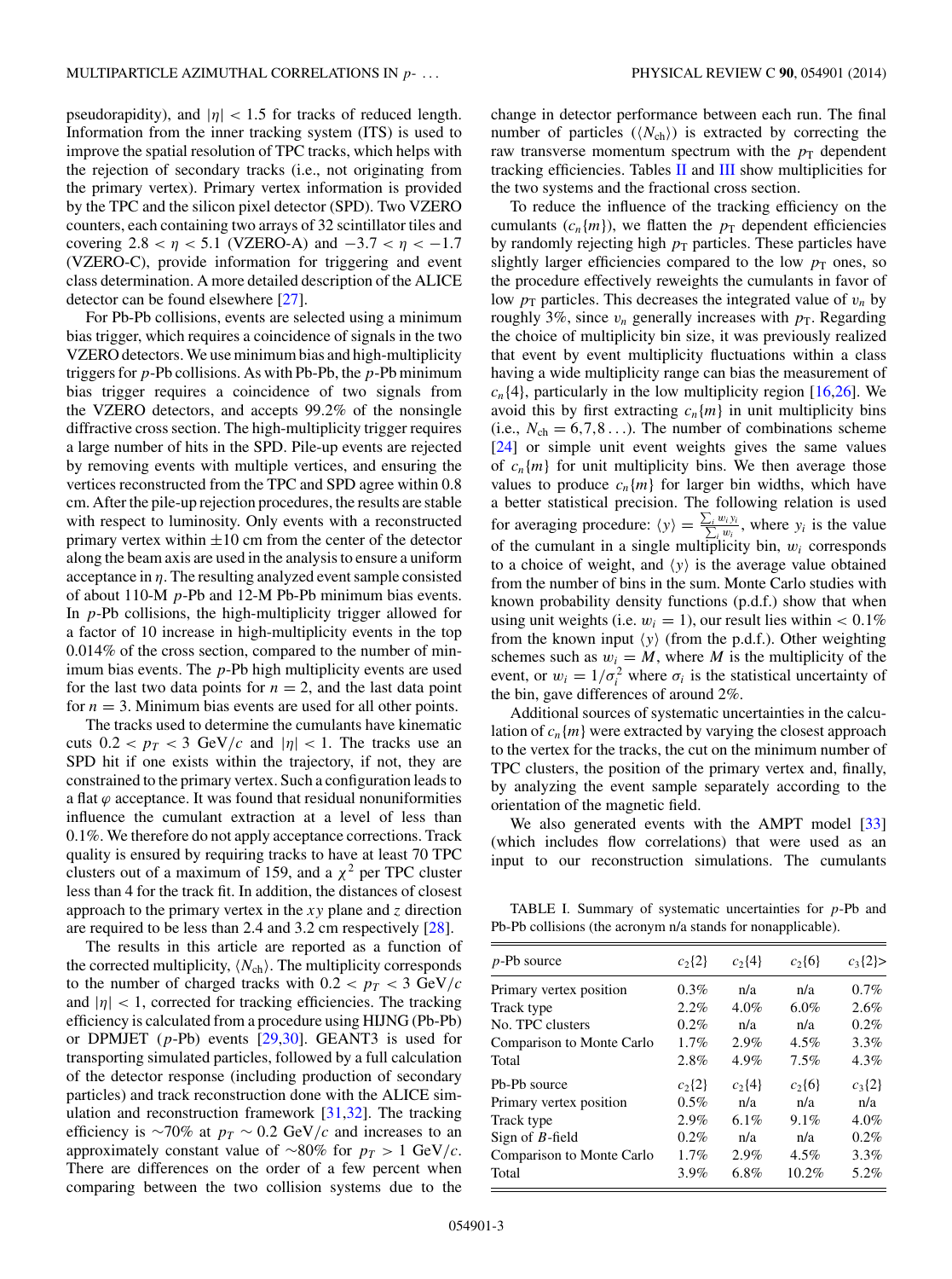pseudorapidity), and $|\eta| < 1.5$ for tracks of reduced length. Information from the inner tracking system (ITS) is used to improve the spatial resolution of TPC tracks, which helps with the rejection of secondary tracks (i.e., not originating from the primary vertex). Primary vertex information is provided by the TPC and the silicon pixel detector (SPD). Two VZERO counters, each containing two arrays of 32 scintillator tiles and covering $2.8 < \eta < 5.1$ (VZERO-A) and $-3.7 < \eta < -1.7$ (VZERO-C), provide information for triggering and event class determination. A more detailed description of the ALICE detector can be found elsewhere [27].

For Pb-Pb collisions, events are selected using a minimum bias trigger, which requires a coincidence of signals in the two VZERO detectors. We use minimum bias and high-multiplicity triggers for $p$-Pb collisions. As with Pb-Pb, the $p$-Pb minimum bias trigger requires a coincidence of two signals from the VZERO detectors, and accepts 99.2% of the nonsingle diffractive cross section. The high-multiplicity trigger requires a large number of hits in the SPD. Pile-up events are rejected by removing events with multiple vertices, and ensuring the vertices reconstructed from the TPC and SPD agree within 0.8 cm. After the pile-up rejection procedures, the results are stable with respect to luminosity. Only events with a reconstructed primary vertex within $\pm 10$ cm from the center of the detector along the beam axis are used in the analysis to ensure a uniform acceptance in $\eta$. The resulting analyzed event sample consisted of about 110-M $p$-Pb and 12-M Pb-Pb minimum bias events. In $p$-Pb collisions, the high-multiplicity trigger allowed for a factor of 10 increase in high-multiplicity events in the top 0.014% of the cross section, compared to the number of minimum bias events. The $p$-Pb high multiplicity events are used for the last two data points for $n = 2$, and the last data point for $n = 3$. Minimum bias events are used for all other points.

The tracks used to determine the cumulants have kinematic cuts $0.2 < p_T < 3$ GeV/$c$ and $|\eta| < 1$. The tracks use an SPD hit if one exists within the trajectory, if not, they are constrained to the primary vertex. Such a configuration leads to a flat $\varphi$ acceptance. It was found that residual nonuniformities influence the cumulant extraction at a level of less than 0.1%. We therefore do not apply acceptance corrections. Track quality is ensured by requiring tracks to have at least 70 TPC clusters out of a maximum of 159, and a $\chi^2$ per TPC cluster less than 4 for the track fit. In addition, the distances of closest approach to the primary vertex in the $xy$ plane and $z$ direction are required to be less than 2.4 and 3.2 cm respectively [28].

The results in this article are reported as a function of the corrected multiplicity, $\langle N_{\mathrm{ch}} \rangle$. The multiplicity corresponds to the number of charged tracks with $0.2 < p_T < 3$ GeV/$c$ and $|\eta| < 1$, corrected for tracking efficiencies. The tracking efficiency is calculated from a procedure using HIJNG (Pb-Pb) or DPMJET ($p$-Pb) events [29,30]. GEANT3 is used for transporting simulated particles, followed by a full calculation of the detector response (including production of secondary particles) and track reconstruction done with the ALICE simulation and reconstruction framework [31,32]. The tracking efficiency is $\sim$70% at $p_T \sim 0.2$ GeV/$c$ and increases to an approximately constant value of $\sim$80% for $p_T > 1$ GeV/$c$. There are differences on the order of a few percent when comparing between the two collision systems due to the change in detector performance between each run. The final number of particles ($\langle N_{\mathrm{ch}} \rangle$) is extracted by correcting the raw transverse momentum spectrum with the $p_{\mathrm{T}}$ dependent tracking efficiencies. Tables II and III show multiplicities for the two systems and the fractional cross section.

To reduce the influence of the tracking efficiency on the cumulants ($c_n\{m\}$), we flatten the $p_{\mathrm{T}}$ dependent efficiencies by randomly rejecting high $p_{\mathrm{T}}$ particles. These particles have slightly larger efficiencies compared to the low $p_{\mathrm{T}}$ ones, so the procedure effectively reweights the cumulants in favor of low $p_{\mathrm{T}}$ particles. This decreases the integrated value of $v_n$ by roughly 3%, since $v_n$ generally increases with $p_{\mathrm{T}}$. Regarding the choice of multiplicity bin size, it was previously realized that event by event multiplicity fluctuations within a class having a wide multiplicity range can bias the measurement of $c_n\{4\}$, particularly in the low multiplicity region [16,26]. We avoid this by first extracting $c_n\{m\}$ in unit multiplicity bins (i.e., $N_{\mathrm{ch}} = 6,7,8\ldots$). The number of combinations scheme [24] or simple unit event weights gives the same values of $c_n\{m\}$ for unit multiplicity bins. We then average those values to produce $c_n\{m\}$ for larger bin widths, which have a better statistical precision. The following relation is used for averaging procedure: $\langle y \rangle = \frac{\sum_i w_i y_i}{\sum_i w_i}$, where $y_i$ is the value of the cumulant in a single multiplicity bin, $w_i$ corresponds to a choice of weight, and $\langle y \rangle$ is the average value obtained from the number of bins in the sum. Monte Carlo studies with known probability density functions (p.d.f.) show that when using unit weights (i.e. $w_i = 1$), our result lies within $< 0.1\%$ from the known input $\langle y \rangle$ (from the p.d.f.). Other weighting schemes such as $w_i = M$, where $M$ is the multiplicity of the event, or $w_i = 1/\sigma_i^2$ where $\sigma_i$ is the statistical uncertainty of the bin, gave differences of around 2%.

Additional sources of systematic uncertainties in the calculation of $c_n\{m\}$ were extracted by varying the closest approach to the vertex for the tracks, the cut on the minimum number of TPC clusters, the position of the primary vertex and, finally, by analyzing the event sample separately according to the orientation of the magnetic field.

We also generated events with the AMPT model [33] (which includes flow correlations) that were used as an input to our reconstruction simulations. The cumulants

TABLE I. Summary of systematic uncertainties for $p$-Pb and Pb-Pb collisions (the acronym n/a stands for nonapplicable).

| $p$-Pb source | $c_2\{2\}$ | $c_2\{4\}$ | $c_2\{6\}$ | $c_3\{2\}$> |
|---|---|---|---|---|
| Primary vertex position | 0.3% | n/a | n/a | 0.7% |
| Track type | 2.2% | 4.0% | 6.0% | 2.6% |
| No. TPC clusters | 0.2% | n/a | n/a | 0.2% |
| Comparison to Monte Carlo | 1.7% | 2.9% | 4.5% | 3.3% |
| Total | 2.8% | 4.9% | 7.5% | 4.3% |
| Pb-Pb source | $c_2\{2\}$ | $c_2\{4\}$ | $c_2\{6\}$ | $c_3\{2\}$ |
| Primary vertex position | 0.5% | n/a | n/a | n/a |
| Track type | 2.9% | 6.1% | 9.1% | 4.0% |
| Sign of $B$-field | 0.2% | n/a | n/a | 0.2% |
| Comparison to Monte Carlo | 1.7% | 2.9% | 4.5% | 3.3% |
| Total | 3.9% | 6.8% | 10.2% | 5.2% |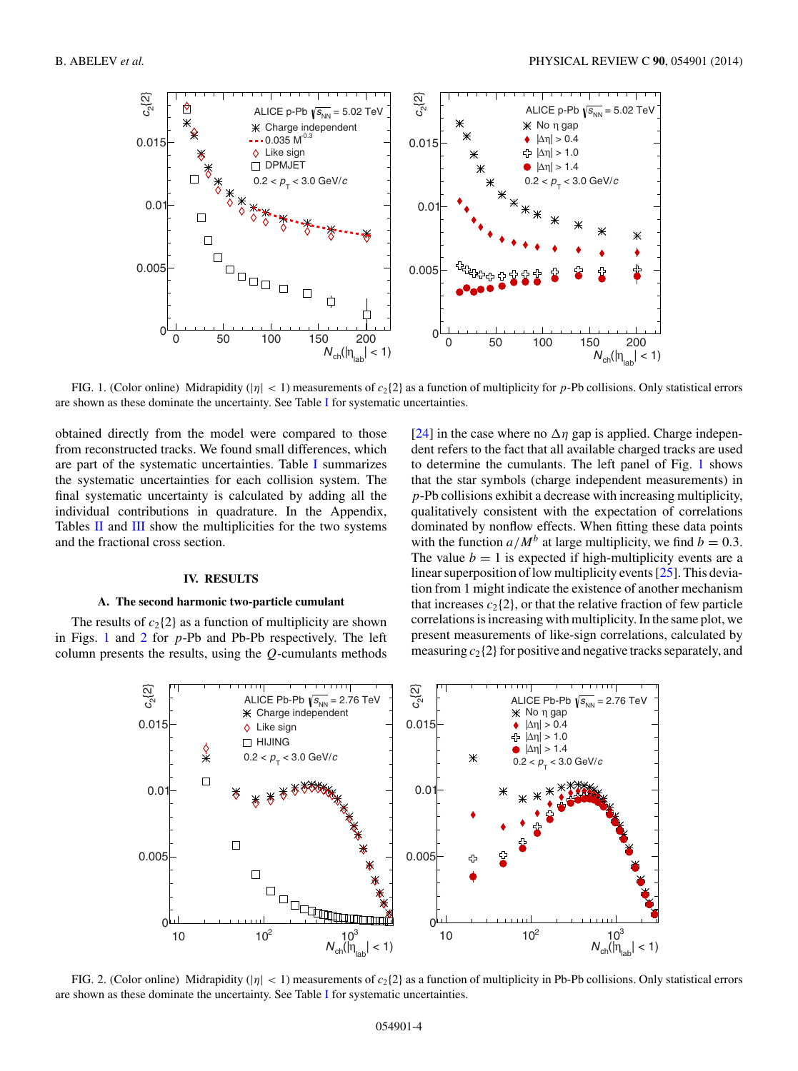FIG. 1. (Color online) Midrapidity ($|\eta| < 1$) measurements of $c_2\{2\}$ as a function of multiplicity for $p$-Pb collisions. Only statistical errors are shown as these dominate the uncertainty. See Table I for systematic uncertainties.

obtained directly from the model were compared to those from reconstructed tracks. We found small differences, which are part of the systematic uncertainties. Table I summarizes the systematic uncertainties for each collision system. The final systematic uncertainty is calculated by adding all the individual contributions in quadrature. In the Appendix, Tables II and III show the multiplicities for the two systems and the fractional cross section.

## IV. RESULTS

### A. The second harmonic two-particle cumulant

The results of $c_2\{2\}$ as a function of multiplicity are shown in Figs. 1 and 2 for $p$-Pb and Pb-Pb respectively. The left column presents the results, using the $Q$-cumulants methods [24] in the case where no $\Delta\eta$ gap is applied. Charge independent refers to the fact that all available charged tracks are used to determine the cumulants. The left panel of Fig. 1 shows that the star symbols (charge independent measurements) in $p$-Pb collisions exhibit a decrease with increasing multiplicity, qualitatively consistent with the expectation of correlations dominated by nonflow effects. When fitting these data points with the function $a/M^b$ at large multiplicity, we find $b = 0.3$. The value $b = 1$ is expected if high-multiplicity events are a linear superposition of low multiplicity events [25]. This deviation from 1 might indicate the existence of another mechanism that increases $c_2\{2\}$, or that the relative fraction of few particle correlations is increasing with multiplicity. In the same plot, we present measurements of like-sign correlations, calculated by measuring $c_2\{2\}$ for positive and negative tracks separately, and

FIG. 2. (Color online) Midrapidity ($|\eta| < 1$) measurements of $c_2\{2\}$ as a function of multiplicity in Pb-Pb collisions. Only statistical errors are shown as these dominate the uncertainty. See Table I for systematic uncertainties.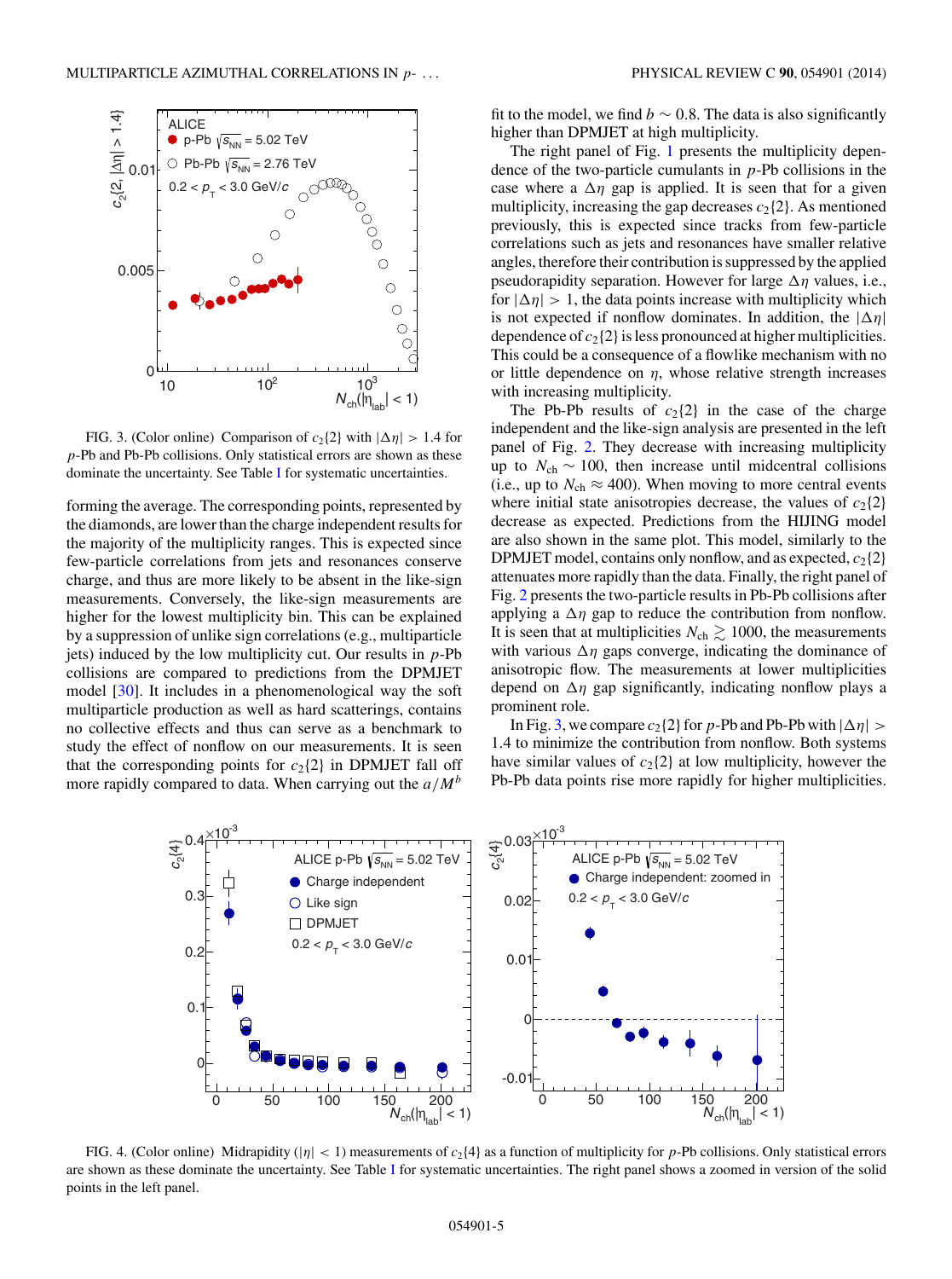FIG. 3. (Color online) Comparison of $c_2\{2\}$ with $|\Delta\eta| > 1.4$ for $p$-Pb and Pb-Pb collisions. Only statistical errors are shown as these dominate the uncertainty. See Table I for systematic uncertainties.

forming the average. The corresponding points, represented by the diamonds, are lower than the charge independent results for the majority of the multiplicity ranges. This is expected since few-particle correlations from jets and resonances conserve charge, and thus are more likely to be absent in the like-sign measurements. Conversely, the like-sign measurements are higher for the lowest multiplicity bin. This can be explained by a suppression of unlike sign correlations (e.g., multiparticle jets) induced by the low multiplicity cut. Our results in $p$-Pb collisions are compared to predictions from the DPMJET model [30]. It includes in a phenomenological way the soft multiparticle production as well as hard scatterings, contains no collective effects and thus can serve as a benchmark to study the effect of nonflow on our measurements. It is seen that the corresponding points for $c_2\{2\}$ in DPMJET fall off more rapidly compared to data. When carrying out the $a/M^b$ fit to the model, we find $b \sim 0.8$. The data is also significantly higher than DPMJET at high multiplicity.

The right panel of Fig. 1 presents the multiplicity dependence of the two-particle cumulants in $p$-Pb collisions in the case where a $\Delta\eta$ gap is applied. It is seen that for a given multiplicity, increasing the gap decreases $c_2\{2\}$. As mentioned previously, this is expected since tracks from few-particle correlations such as jets and resonances have smaller relative angles, therefore their contribution is suppressed by the applied pseudorapidity separation. However for large $\Delta\eta$ values, i.e., for $|\Delta\eta| > 1$, the data points increase with multiplicity which is not expected if nonflow dominates. In addition, the $|\Delta\eta|$ dependence of $c_2\{2\}$ is less pronounced at higher multiplicities. This could be a consequence of a flowlike mechanism with no or little dependence on $\eta$, whose relative strength increases with increasing multiplicity.

The Pb-Pb results of $c_2\{2\}$ in the case of the charge independent and the like-sign analysis are presented in the left panel of Fig. 2. They decrease with increasing multiplicity up to $N_{ch} \sim 100$, then increase until midcentral collisions (i.e., up to $N_{ch} \approx 400$). When moving to more central events where initial state anisotropies decrease, the values of $c_2\{2\}$ decrease as expected. Predictions from the HIJING model are also shown in the same plot. This model, similarly to the DPMJET model, contains only nonflow, and as expected, $c_2\{2\}$ attenuates more rapidly than the data. Finally, the right panel of Fig. 2 presents the two-particle results in Pb-Pb collisions after applying a $\Delta\eta$ gap to reduce the contribution from nonflow. It is seen that at multiplicities $N_{ch} \gtrsim 1000$, the measurements with various $\Delta\eta$ gaps converge, indicating the dominance of anisotropic flow. The measurements at lower multiplicities depend on $\Delta\eta$ gap significantly, indicating nonflow plays a prominent role.

In Fig. 3, we compare $c_2\{2\}$ for $p$-Pb and Pb-Pb with $|\Delta\eta| > 1.4$ to minimize the contribution from nonflow. Both systems have similar values of $c_2\{2\}$ at low multiplicity, however the Pb-Pb data points rise more rapidly for higher multiplicities.

FIG. 4. (Color online) Midrapidity ($|\eta| < 1$) measurements of $c_2\{4\}$ as a function of multiplicity for $p$-Pb collisions. Only statistical errors are shown as these dominate the uncertainty. See Table I for systematic uncertainties. The right panel shows a zoomed in version of the solid points in the left panel.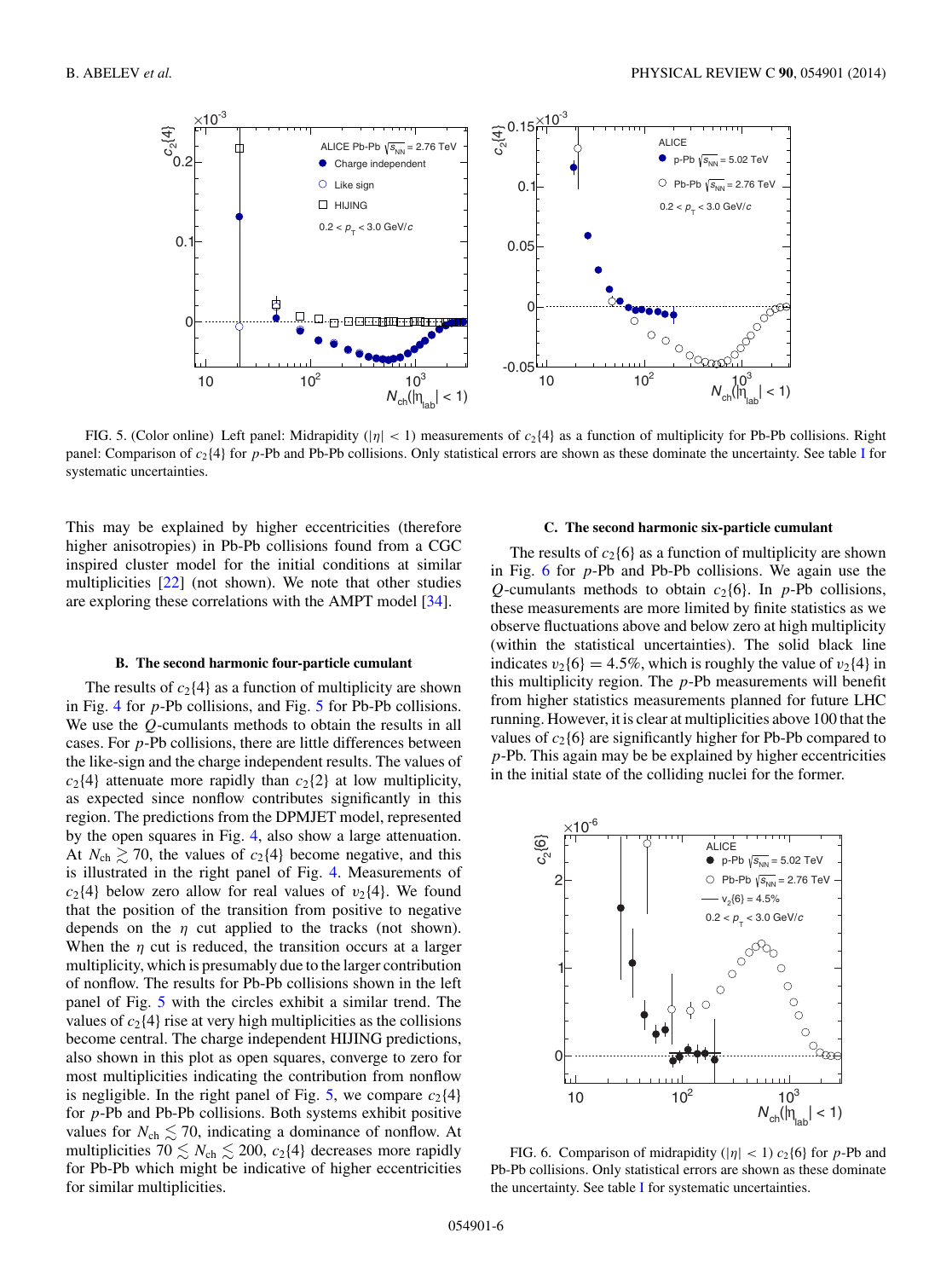FIG. 5. (Color online) Left panel: Midrapidity ($|\eta| < 1$) measurements of $c_2\{4\}$ as a function of multiplicity for Pb-Pb collisions. Right panel: Comparison of $c_2\{4\}$ for $p$-Pb and Pb-Pb collisions. Only statistical errors are shown as these dominate the uncertainty. See table I for systematic uncertainties.

This may be explained by higher eccentricities (therefore higher anisotropies) in Pb-Pb collisions found from a CGC inspired cluster model for the initial conditions at similar multiplicities [22] (not shown). We note that other studies are exploring these correlations with the AMPT model [34].

### B. The second harmonic four-particle cumulant

The results of $c_2\{4\}$ as a function of multiplicity are shown in Fig. 4 for $p$-Pb collisions, and Fig. 5 for Pb-Pb collisions. We use the $Q$-cumulants methods to obtain the results in all cases. For $p$-Pb collisions, there are little differences between the like-sign and the charge independent results. The values of $c_2\{4\}$ attenuate more rapidly than $c_2\{2\}$ at low multiplicity, as expected since nonflow contributes significantly in this region. The predictions from the DPMJET model, represented by the open squares in Fig. 4, also show a large attenuation. At $N_{ch} \gtrsim 70$, the values of $c_2\{4\}$ become negative, and this is illustrated in the right panel of Fig. 4. Measurements of $c_2\{4\}$ below zero allow for real values of $v_2\{4\}$. We found that the position of the transition from positive to negative depends on the $\eta$ cut applied to the tracks (not shown). When the $\eta$ cut is reduced, the transition occurs at a larger multiplicity, which is presumably due to the larger contribution of nonflow. The results for Pb-Pb collisions shown in the left panel of Fig. 5 with the circles exhibit a similar trend. The values of $c_2\{4\}$ rise at very high multiplicities as the collisions become central. The charge independent HIJING predictions, also shown in this plot as open squares, converge to zero for most multiplicities indicating the contribution from nonflow is negligible. In the right panel of Fig. 5, we compare $c_2\{4\}$ for $p$-Pb and Pb-Pb collisions. Both systems exhibit positive values for $N_{ch} \lesssim 70$, indicating a dominance of nonflow. At multiplicities $70 \lesssim N_{ch} \lesssim 200$, $c_2\{4\}$ decreases more rapidly for Pb-Pb which might be indicative of higher eccentricities for similar multiplicities.

### C. The second harmonic six-particle cumulant

The results of $c_2\{6\}$ as a function of multiplicity are shown in Fig. 6 for $p$-Pb and Pb-Pb collisions. We again use the $Q$-cumulants methods to obtain $c_2\{6\}$. In $p$-Pb collisions, these measurements are more limited by finite statistics as we observe fluctuations above and below zero at high multiplicity (within the statistical uncertainties). The solid black line indicates $v_2\{6\} = 4.5\%$, which is roughly the value of $v_2\{4\}$ in this multiplicity region. The $p$-Pb measurements will benefit from higher statistics measurements planned for future LHC running. However, it is clear at multiplicities above 100 that the values of $c_2\{6\}$ are significantly higher for Pb-Pb compared to $p$-Pb. This again may be be explained by higher eccentricities in the initial state of the colliding nuclei for the former.

FIG. 6. Comparison of midrapidity ($|\eta| < 1$) $c_2\{6\}$ for $p$-Pb and Pb-Pb collisions. Only statistical errors are shown as these dominate the uncertainty. See table I for systematic uncertainties.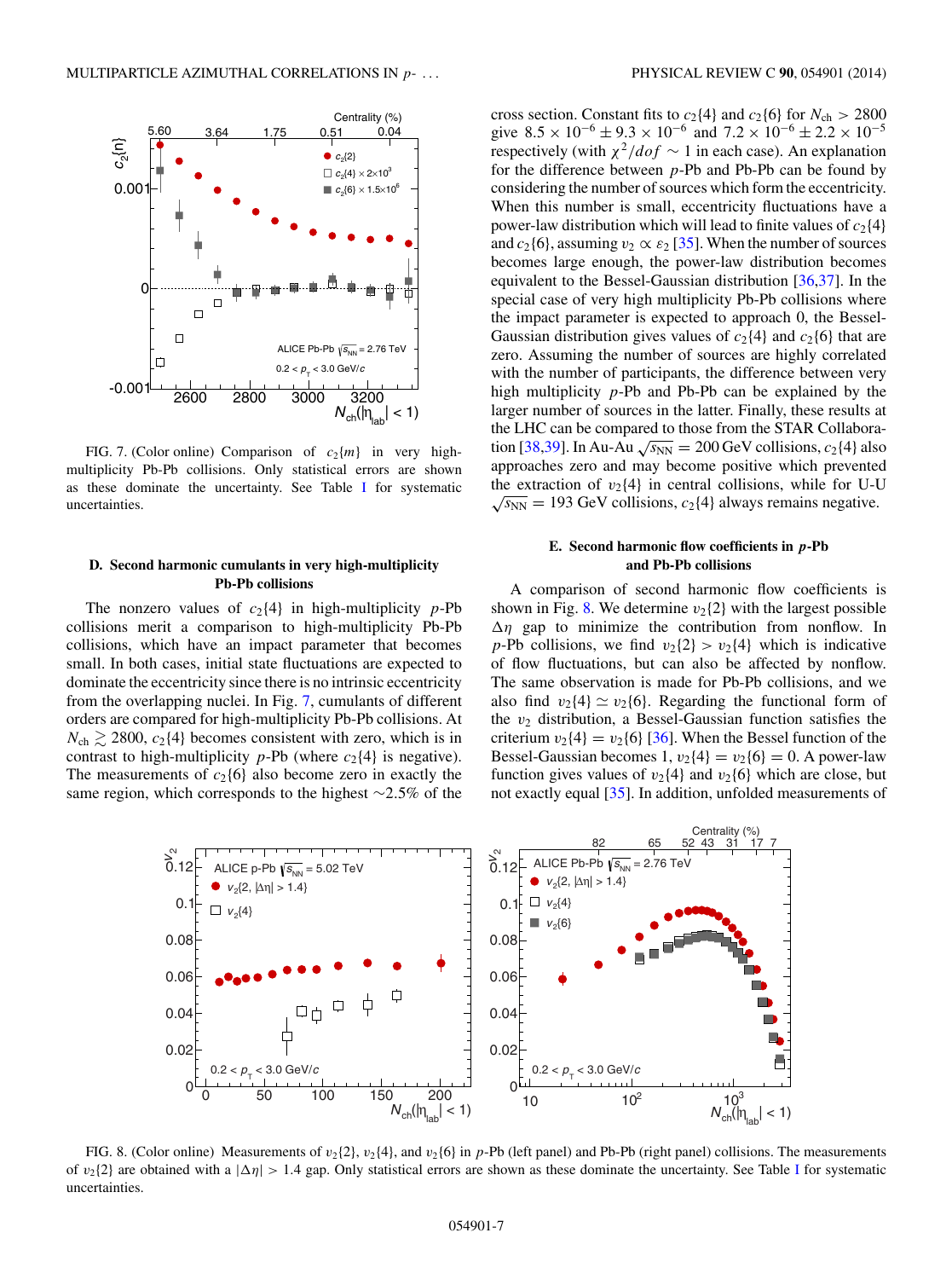FIG. 7. (Color online) Comparison of $c_2\{m\}$ in very high-multiplicity Pb-Pb collisions. Only statistical errors are shown as these dominate the uncertainty. See Table I for systematic uncertainties.

### D. Second harmonic cumulants in very high-multiplicity Pb-Pb collisions

The nonzero values of $c_2\{4\}$ in high-multiplicity $p$-Pb collisions merit a comparison to high-multiplicity Pb-Pb collisions, which have an impact parameter that becomes small. In both cases, initial state fluctuations are expected to dominate the eccentricity since there is no intrinsic eccentricity from the overlapping nuclei. In Fig. 7, cumulants of different orders are compared for high-multiplicity Pb-Pb collisions. At $N_{\rm ch} \gtrsim 2800$, $c_2\{4\}$ becomes consistent with zero, which is in contrast to high-multiplicity $p$-Pb (where $c_2\{4\}$ is negative). The measurements of $c_2\{6\}$ also become zero in exactly the same region, which corresponds to the highest $\sim$2.5% of the cross section. Constant fits to $c_2\{4\}$ and $c_2\{6\}$ for $N_{\rm ch} > 2800$ give $8.5 \times 10^{-6} \pm 9.3 \times 10^{-6}$ and $7.2 \times 10^{-6} \pm 2.2 \times 10^{-5}$ respectively (with $\chi^2/dof \sim 1$ in each case). An explanation for the difference between $p$-Pb and Pb-Pb can be found by considering the number of sources which form the eccentricity. When this number is small, eccentricity fluctuations have a power-law distribution which will lead to finite values of $c_2\{4\}$ and $c_2\{6\}$, assuming $v_2 \propto \varepsilon_2$ [35]. When the number of sources becomes large enough, the power-law distribution becomes equivalent to the Bessel-Gaussian distribution [36,37]. In the special case of very high multiplicity Pb-Pb collisions where the impact parameter is expected to approach 0, the Bessel-Gaussian distribution gives values of $c_2\{4\}$ and $c_2\{6\}$ that are zero. Assuming the number of sources are highly correlated with the number of participants, the difference between very high multiplicity $p$-Pb and Pb-Pb can be explained by the larger number of sources in the latter. Finally, these results at the LHC can be compared to those from the STAR Collaboration [38,39]. In Au-Au $\sqrt{s_{\rm NN}} = 200$ GeV collisions, $c_2\{4\}$ also approaches zero and may become positive which prevented the extraction of $v_2\{4\}$ in central collisions, while for U-U $\sqrt{s_{\rm NN}} = 193$ GeV collisions, $c_2\{4\}$ always remains negative.

### E. Second harmonic flow coefficients in *p*-Pb and Pb-Pb collisions

A comparison of second harmonic flow coefficients is shown in Fig. 8. We determine $v_2\{2\}$ with the largest possible $\Delta\eta$ gap to minimize the contribution from nonflow. In $p$-Pb collisions, we find $v_2\{2\} > v_2\{4\}$ which is indicative of flow fluctuations, but can also be affected by nonflow. The same observation is made for Pb-Pb collisions, and we also find $v_2\{4\} \simeq v_2\{6\}$. Regarding the functional form of the $v_2$ distribution, a Bessel-Gaussian function satisfies the criterium $v_2\{4\} = v_2\{6\}$ [36]. When the Bessel function of the Bessel-Gaussian becomes 1, $v_2\{4\} = v_2\{6\} = 0$. A power-law function gives values of $v_2\{4\}$ and $v_2\{6\}$ which are close, but not exactly equal [35]. In addition, unfolded measurements of

FIG. 8. (Color online) Measurements of $v_2\{2\}$, $v_2\{4\}$, and $v_2\{6\}$ in $p$-Pb (left panel) and Pb-Pb (right panel) collisions. The measurements of $v_2\{2\}$ are obtained with a $|\Delta\eta| > 1.4$ gap. Only statistical errors are shown as these dominate the uncertainty. See Table I for systematic uncertainties.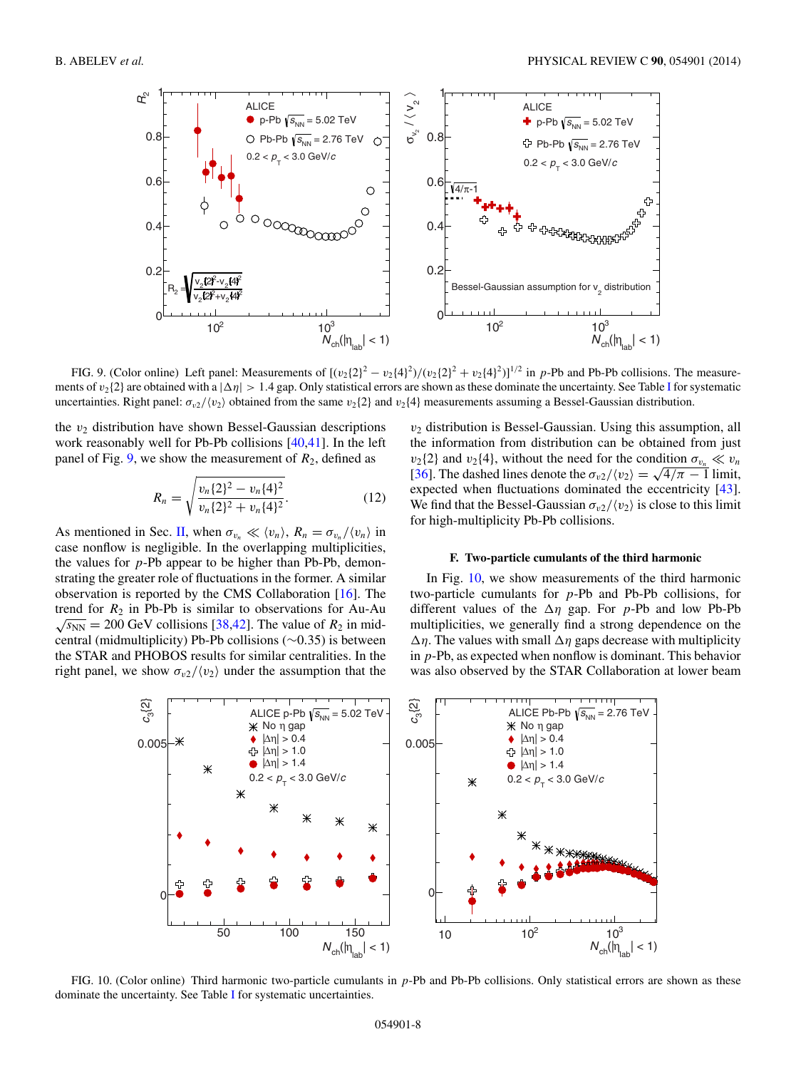FIG. 9. (Color online) Left panel: Measurements of $[(v_2\{2\}^2 - v_2\{4\}^2)/(v_2\{2\}^2 + v_2\{4\}^2)]^{1/2}$ in $p$-Pb and Pb-Pb collisions. The measurements of $v_2\{2\}$ are obtained with a $|\Delta\eta| > 1.4$ gap. Only statistical errors are shown as these dominate the uncertainty. See Table I for systematic uncertainties. Right panel: $\sigma_{v2}/\langle v_2\rangle$ obtained from the same $v_2\{2\}$ and $v_2\{4\}$ measurements assuming a Bessel-Gaussian distribution.

the $v_2$ distribution have shown Bessel-Gaussian descriptions work reasonably well for Pb-Pb collisions [40,41]. In the left panel of Fig. 9, we show the measurement of $R_2$, defined as

$$R_n = \sqrt{\frac{v_n\{2\}^2 - v_n\{4\}^2}{v_n\{2\}^2 + v_n\{4\}^2}}. \tag{12}$$

As mentioned in Sec. II, when $\sigma_{v_n} \ll \langle v_n\rangle$, $R_n = \sigma_{v_n}/\langle v_n\rangle$ in case nonflow is negligible. In the overlapping multiplicities, the values for $p$-Pb appear to be higher than Pb-Pb, demonstrating the greater role of fluctuations in the former. A similar observation is reported by the CMS Collaboration [16]. The trend for $R_2$ in Pb-Pb is similar to observations for Au-Au $\sqrt{s_{\rm NN}} = 200$ GeV collisions [38,42]. The value of $R_2$ in mid-central (midmultiplicity) Pb-Pb collisions (∼0.35) is between the STAR and PHOBOS results for similar centralities. In the right panel, we show $\sigma_{v2}/\langle v_2\rangle$ under the assumption that the $v_2$ distribution is Bessel-Gaussian. Using this assumption, all the information from distribution can be obtained from just $v_2\{2\}$ and $v_2\{4\}$, without the need for the condition $\sigma_{v_n} \ll v_n$ [36]. The dashed lines denote the $\sigma_{v2}/\langle v_2\rangle = \sqrt{4/\pi - 1}$ limit, expected when fluctuations dominated the eccentricity [43]. We find that the Bessel-Gaussian $\sigma_{v2}/\langle v_2\rangle$ is close to this limit for high-multiplicity Pb-Pb collisions.

### F. Two-particle cumulants of the third harmonic

In Fig. 10, we show measurements of the third harmonic two-particle cumulants for $p$-Pb and Pb-Pb collisions, for different values of the $\Delta\eta$ gap. For $p$-Pb and low Pb-Pb multiplicities, we generally find a strong dependence on the $\Delta\eta$. The values with small $\Delta\eta$ gaps decrease with multiplicity in $p$-Pb, as expected when nonflow is dominant. This behavior was also observed by the STAR Collaboration at lower beam

FIG. 10. (Color online) Third harmonic two-particle cumulants in $p$-Pb and Pb-Pb collisions. Only statistical errors are shown as these dominate the uncertainty. See Table I for systematic uncertainties.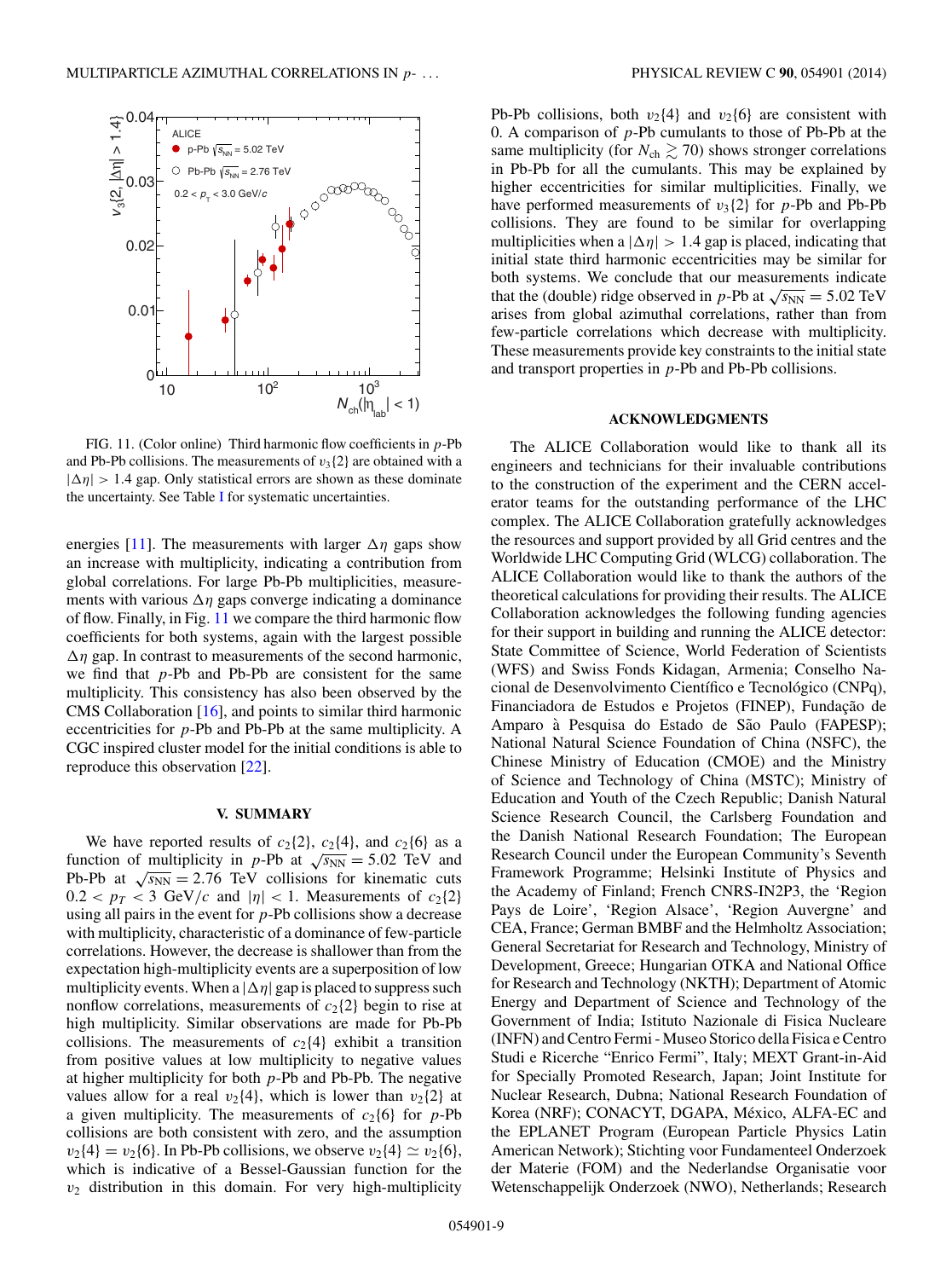FIG. 11. (Color online) Third harmonic flow coefficients in $p$-Pb and Pb-Pb collisions. The measurements of $v_3\{2\}$ are obtained with a $|\Delta\eta| > 1.4$ gap. Only statistical errors are shown as these dominate the uncertainty. See Table I for systematic uncertainties.

energies [11]. The measurements with larger $\Delta\eta$ gaps show an increase with multiplicity, indicating a contribution from global correlations. For large Pb-Pb multiplicities, measurements with various $\Delta\eta$ gaps converge indicating a dominance of flow. Finally, in Fig. 11 we compare the third harmonic flow coefficients for both systems, again with the largest possible $\Delta\eta$ gap. In contrast to measurements of the second harmonic, we find that $p$-Pb and Pb-Pb are consistent for the same multiplicity. This consistency has also been observed by the CMS Collaboration [16], and points to similar third harmonic eccentricities for $p$-Pb and Pb-Pb at the same multiplicity. A CGC inspired cluster model for the initial conditions is able to reproduce this observation [22].

## V. SUMMARY

We have reported results of $c_2\{2\}$, $c_2\{4\}$, and $c_2\{6\}$ as a function of multiplicity in $p$-Pb at $\sqrt{s_{\rm NN}} = 5.02$ TeV and Pb-Pb at $\sqrt{s_{\rm NN}} = 2.76$ TeV collisions for kinematic cuts $0.2 < p_T < 3$ GeV/$c$ and $|\eta| < 1$. Measurements of $c_2\{2\}$ using all pairs in the event for $p$-Pb collisions show a decrease with multiplicity, characteristic of a dominance of few-particle correlations. However, the decrease is shallower than from the expectation high-multiplicity events are a superposition of low multiplicity events. When a $|\Delta\eta|$ gap is placed to suppress such nonflow correlations, measurements of $c_2\{2\}$ begin to rise at high multiplicity. Similar observations are made for Pb-Pb collisions. The measurements of $c_2\{4\}$ exhibit a transition from positive values at low multiplicity to negative values at higher multiplicity for both $p$-Pb and Pb-Pb. The negative values allow for a real $v_2\{4\}$, which is lower than $v_2\{2\}$ at a given multiplicity. The measurements of $c_2\{6\}$ for $p$-Pb collisions are both consistent with zero, and the assumption $v_2\{4\} = v_2\{6\}$. In Pb-Pb collisions, we observe $v_2\{4\} \simeq v_2\{6\}$, which is indicative of a Bessel-Gaussian function for the $v_2$ distribution in this domain. For very high-multiplicity Pb-Pb collisions, both $v_2\{4\}$ and $v_2\{6\}$ are consistent with 0. A comparison of $p$-Pb cumulants to those of Pb-Pb at the same multiplicity (for $N_{\rm ch} \gtrsim 70$) shows stronger correlations in Pb-Pb for all the cumulants. This may be explained by higher eccentricities for similar multiplicities. Finally, we have performed measurements of $v_3\{2\}$ for $p$-Pb and Pb-Pb collisions. They are found to be similar for overlapping multiplicities when a $|\Delta\eta| > 1.4$ gap is placed, indicating that initial state third harmonic eccentricities may be similar for both systems. We conclude that our measurements indicate that the (double) ridge observed in $p$-Pb at $\sqrt{s_{\rm NN}} = 5.02$ TeV arises from global azimuthal correlations, rather than from few-particle correlations which decrease with multiplicity. These measurements provide key constraints to the initial state and transport properties in $p$-Pb and Pb-Pb collisions.

## ACKNOWLEDGMENTS

The ALICE Collaboration would like to thank all its engineers and technicians for their invaluable contributions to the construction of the experiment and the CERN accelerator teams for the outstanding performance of the LHC complex. The ALICE Collaboration gratefully acknowledges the resources and support provided by all Grid centres and the Worldwide LHC Computing Grid (WLCG) collaboration. The ALICE Collaboration would like to thank the authors of the theoretical calculations for providing their results. The ALICE Collaboration acknowledges the following funding agencies for their support in building and running the ALICE detector: State Committee of Science, World Federation of Scientists (WFS) and Swiss Fonds Kidagan, Armenia; Conselho Nacional de Desenvolvimento Científico e Tecnológico (CNPq), Financiadora de Estudos e Projetos (FINEP), Fundação de Amparo à Pesquisa do Estado de São Paulo (FAPESP); National Natural Science Foundation of China (NSFC), the Chinese Ministry of Education (CMOE) and the Ministry of Science and Technology of China (MSTC); Ministry of Education and Youth of the Czech Republic; Danish Natural Science Research Council, the Carlsberg Foundation and the Danish National Research Foundation; The European Research Council under the European Community's Seventh Framework Programme; Helsinki Institute of Physics and the Academy of Finland; French CNRS-IN2P3, the 'Region Pays de Loire', 'Region Alsace', 'Region Auvergne' and CEA, France; German BMBF and the Helmholtz Association; General Secretariat for Research and Technology, Ministry of Development, Greece; Hungarian OTKA and National Office for Research and Technology (NKTH); Department of Atomic Energy and Department of Science and Technology of the Government of India; Istituto Nazionale di Fisica Nucleare (INFN) and Centro Fermi - Museo Storico della Fisica e Centro Studi e Ricerche "Enrico Fermi", Italy; MEXT Grant-in-Aid for Specially Promoted Research, Japan; Joint Institute for Nuclear Research, Dubna; National Research Foundation of Korea (NRF); CONACYT, DGAPA, México, ALFA-EC and the EPLANET Program (European Particle Physics Latin American Network); Stichting voor Fundamenteel Onderzoek der Materie (FOM) and the Nederlandse Organisatie voor Wetenschappelijk Onderzoek (NWO), Netherlands; Research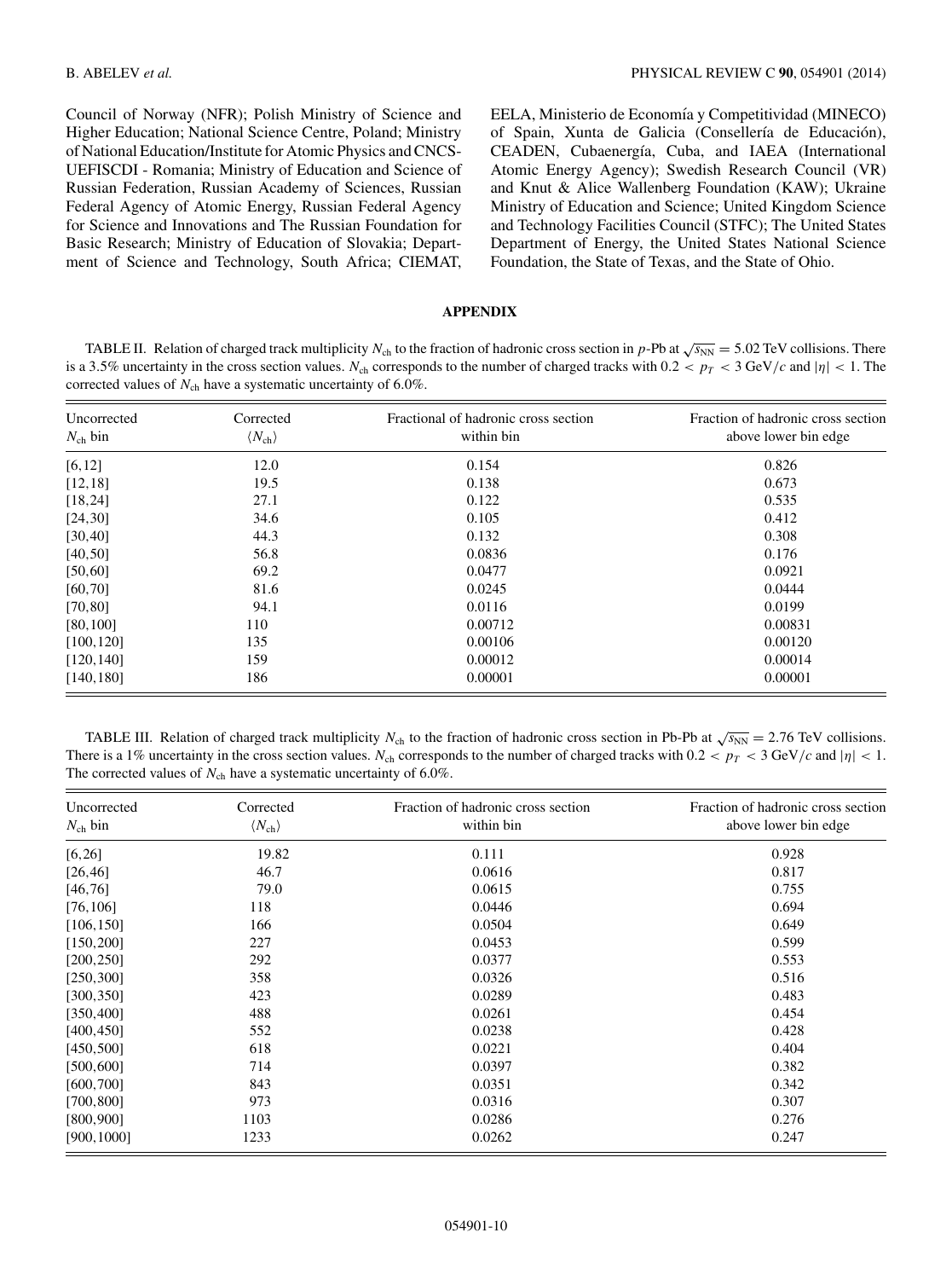Council of Norway (NFR); Polish Ministry of Science and Higher Education; National Science Centre, Poland; Ministry of National Education/Institute for Atomic Physics and CNCS-UEFISCDI - Romania; Ministry of Education and Science of Russian Federation, Russian Academy of Sciences, Russian Federal Agency of Atomic Energy, Russian Federal Agency for Science and Innovations and The Russian Foundation for Basic Research; Ministry of Education of Slovakia; Department of Science and Technology, South Africa; CIEMAT, EELA, Ministerio de Economía y Competitividad (MINECO) of Spain, Xunta de Galicia (Consellería de Educación), CEADEN, Cubaenergía, Cuba, and IAEA (International Atomic Energy Agency); Swedish Research Council (VR) and Knut & Alice Wallenberg Foundation (KAW); Ukraine Ministry of Education and Science; United Kingdom Science and Technology Facilities Council (STFC); The United States Department of Energy, the United States National Science Foundation, the State of Texas, and the State of Ohio.

## APPENDIX

TABLE II. Relation of charged track multiplicity $N_{ch}$ to the fraction of hadronic cross section in $p$-Pb at $\sqrt{s_{NN}} = 5.02$ TeV collisions. There is a 3.5% uncertainty in the cross section values. $N_{ch}$ corresponds to the number of charged tracks with $0.2 < p_T < 3$ GeV/$c$ and $|\eta| < 1$. The corrected values of $N_{ch}$ have a systematic uncertainty of 6.0%.

| Uncorrected $N_{ch}$ bin | Corrected $\langle N_{ch} \rangle$ | Fractional of hadronic cross section within bin | Fraction of hadronic cross section above lower bin edge |
|---|---|---|---|
| [6,12] | 12.0 | 0.154 | 0.826 |
| [12,18] | 19.5 | 0.138 | 0.673 |
| [18,24] | 27.1 | 0.122 | 0.535 |
| [24,30] | 34.6 | 0.105 | 0.412 |
| [30,40] | 44.3 | 0.132 | 0.308 |
| [40,50] | 56.8 | 0.0836 | 0.176 |
| [50,60] | 69.2 | 0.0477 | 0.0921 |
| [60,70] | 81.6 | 0.0245 | 0.0444 |
| [70,80] | 94.1 | 0.0116 | 0.0199 |
| [80,100] | 110 | 0.00712 | 0.00831 |
| [100,120] | 135 | 0.00106 | 0.00120 |
| [120,140] | 159 | 0.00012 | 0.00014 |
| [140,180] | 186 | 0.00001 | 0.00001 |

TABLE III. Relation of charged track multiplicity $N_{ch}$ to the fraction of hadronic cross section in Pb-Pb at $\sqrt{s_{NN}} = 2.76$ TeV collisions. There is a 1% uncertainty in the cross section values. $N_{ch}$ corresponds to the number of charged tracks with $0.2 < p_T < 3$ GeV/$c$ and $|\eta| < 1$. The corrected values of $N_{ch}$ have a systematic uncertainty of 6.0%.

| Uncorrected $N_{ch}$ bin | Corrected $\langle N_{ch} \rangle$ | Fraction of hadronic cross section within bin | Fraction of hadronic cross section above lower bin edge |
|---|---|---|---|
| [6,26] | 19.82 | 0.111 | 0.928 |
| [26,46] | 46.7 | 0.0616 | 0.817 |
| [46,76] | 79.0 | 0.0615 | 0.755 |
| [76,106] | 118 | 0.0446 | 0.694 |
| [106,150] | 166 | 0.0504 | 0.649 |
| [150,200] | 227 | 0.0453 | 0.599 |
| [200,250] | 292 | 0.0377 | 0.553 |
| [250,300] | 358 | 0.0326 | 0.516 |
| [300,350] | 423 | 0.0289 | 0.483 |
| [350,400] | 488 | 0.0261 | 0.454 |
| [400,450] | 552 | 0.0238 | 0.428 |
| [450,500] | 618 | 0.0221 | 0.404 |
| [500,600] | 714 | 0.0397 | 0.382 |
| [600,700] | 843 | 0.0351 | 0.342 |
| [700,800] | 973 | 0.0316 | 0.307 |
| [800,900] | 1103 | 0.0286 | 0.276 |
| [900,1000] | 1233 | 0.0262 | 0.247 |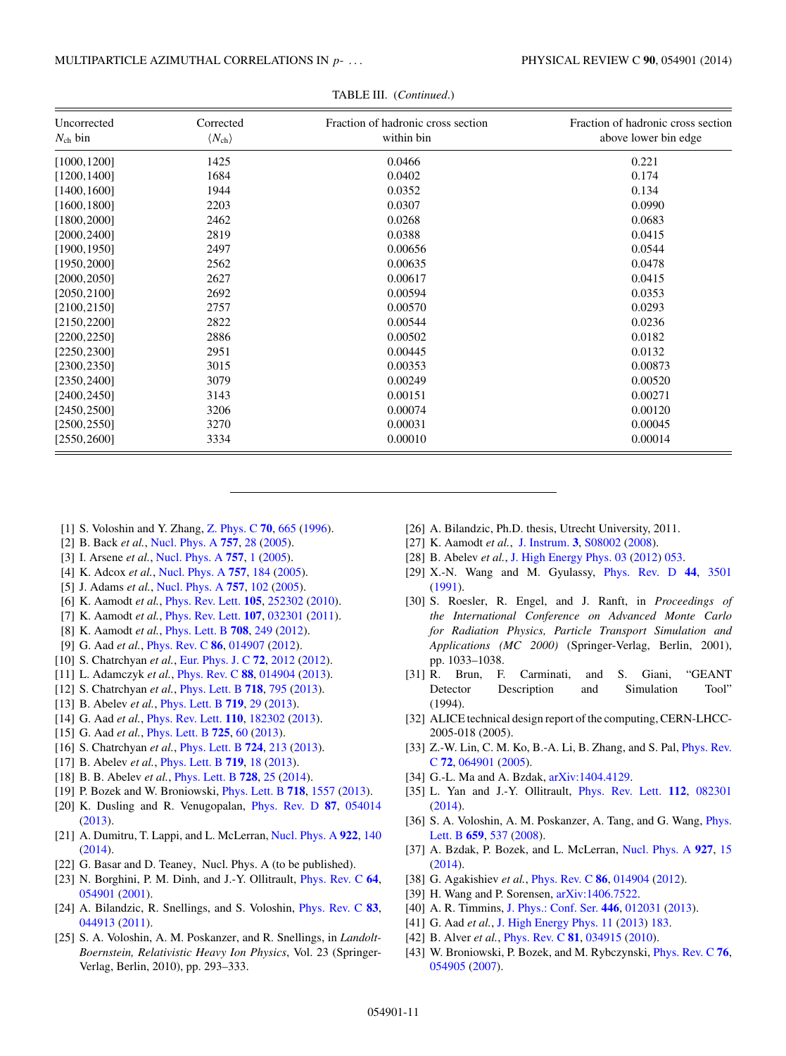TABLE III. (*Continued*.)

| Uncorrected $N_{\rm ch}$ bin | Corrected $\langle N_{\rm ch} \rangle$ | Fraction of hadronic cross section within bin | Fraction of hadronic cross section above lower bin edge |
|---|---|---|---|
| [1000,1200] | 1425 | 0.0466 | 0.221 |
| [1200,1400] | 1684 | 0.0402 | 0.174 |
| [1400,1600] | 1944 | 0.0352 | 0.134 |
| [1600,1800] | 2203 | 0.0307 | 0.0990 |
| [1800,2000] | 2462 | 0.0268 | 0.0683 |
| [2000,2400] | 2819 | 0.0388 | 0.0415 |
| [1900,1950] | 2497 | 0.00656 | 0.0544 |
| [1950,2000] | 2562 | 0.00635 | 0.0478 |
| [2000,2050] | 2627 | 0.00617 | 0.0415 |
| [2050,2100] | 2692 | 0.00594 | 0.0353 |
| [2100,2150] | 2757 | 0.00570 | 0.0293 |
| [2150,2200] | 2822 | 0.00544 | 0.0236 |
| [2200,2250] | 2886 | 0.00502 | 0.0182 |
| [2250,2300] | 2951 | 0.00445 | 0.0132 |
| [2300,2350] | 3015 | 0.00353 | 0.00873 |
| [2350,2400] | 3079 | 0.00249 | 0.00520 |
| [2400,2450] | 3143 | 0.00151 | 0.00271 |
| [2450,2500] | 3206 | 0.00074 | 0.00120 |
| [2500,2550] | 3270 | 0.00031 | 0.00045 |
| [2550,2600] | 3334 | 0.00010 | 0.00014 |

---

[1] S. Voloshin and Y. Zhang, Z. Phys. C **70**, 665 (1996).
[2] B. Back *et al.*, Nucl. Phys. A **757**, 28 (2005).
[3] I. Arsene *et al.*, Nucl. Phys. A **757**, 1 (2005).
[4] K. Adcox *et al.*, Nucl. Phys. A **757**, 184 (2005).
[5] J. Adams *et al.*, Nucl. Phys. A **757**, 102 (2005).
[6] K. Aamodt *et al.*, Phys. Rev. Lett. **105**, 252302 (2010).
[7] K. Aamodt *et al.*, Phys. Rev. Lett. **107**, 032301 (2011).
[8] K. Aamodt *et al.*, Phys. Lett. B **708**, 249 (2012).
[9] G. Aad *et al.*, Phys. Rev. C **86**, 014907 (2012).
[10] S. Chatrchyan *et al.*, Eur. Phys. J. C **72**, 2012 (2012).
[11] L. Adamczyk *et al.*, Phys. Rev. C **88**, 014904 (2013).
[12] S. Chatrchyan *et al.*, Phys. Lett. B **718**, 795 (2013).
[13] B. Abelev *et al.*, Phys. Lett. B **719**, 29 (2013).
[14] G. Aad *et al.*, Phys. Rev. Lett. **110**, 182302 (2013).
[15] G. Aad *et al.*, Phys. Lett. B **725**, 60 (2013).
[16] S. Chatrchyan *et al.*, Phys. Lett. B **724**, 213 (2013).
[17] B. Abelev *et al.*, Phys. Lett. B **719**, 18 (2013).
[18] B. B. Abelev *et al.*, Phys. Lett. B **728**, 25 (2014).
[19] P. Bozek and W. Broniowski, Phys. Lett. B **718**, 1557 (2013).
[20] K. Dusling and R. Venugopalan, Phys. Rev. D **87**, 054014 (2013).
[21] A. Dumitru, T. Lappi, and L. McLerran, Nucl. Phys. A **922**, 140 (2014).
[22] G. Basar and D. Teaney, Nucl. Phys. A (to be published).
[23] N. Borghini, P. M. Dinh, and J.-Y. Ollitrault, Phys. Rev. C **64**, 054901 (2001).
[24] A. Bilandzic, R. Snellings, and S. Voloshin, Phys. Rev. C **83**, 044913 (2011).
[25] S. A. Voloshin, A. M. Poskanzer, and R. Snellings, in *Landolt-Boernstein, Relativistic Heavy Ion Physics*, Vol. 23 (Springer-Verlag, Berlin, 2010), pp. 293–333.
[26] A. Bilandzic, Ph.D. thesis, Utrecht University, 2011.
[27] K. Aamodt *et al.*, J. Instrum. **3**, S08002 (2008).
[28] B. Abelev *et al.*, J. High Energy Phys. 03 (2012) 053.
[29] X.-N. Wang and M. Gyulassy, Phys. Rev. D **44**, 3501 (1991).
[30] S. Roesler, R. Engel, and J. Ranft, in *Proceedings of the International Conference on Advanced Monte Carlo for Radiation Physics, Particle Transport Simulation and Applications (MC 2000)* (Springer-Verlag, Berlin, 2001), pp. 1033–1038.
[31] R. Brun, F. Carminati, and S. Giani, "GEANT Detector Description and Simulation Tool" (1994).
[32] ALICE technical design report of the computing, CERN-LHCC-2005-018 (2005).
[33] Z.-W. Lin, C. M. Ko, B.-A. Li, B. Zhang, and S. Pal, Phys. Rev. C **72**, 064901 (2005).
[34] G.-L. Ma and A. Bzdak, arXiv:1404.4129.
[35] L. Yan and J.-Y. Ollitrault, Phys. Rev. Lett. **112**, 082301 (2014).
[36] S. A. Voloshin, A. M. Poskanzer, A. Tang, and G. Wang, Phys. Lett. B **659**, 537 (2008).
[37] A. Bzdak, P. Bozek, and L. McLerran, Nucl. Phys. A **927**, 15 (2014).
[38] G. Agakishiev *et al.*, Phys. Rev. C **86**, 014904 (2012).
[39] H. Wang and P. Sorensen, arXiv:1406.7522.
[40] A. R. Timmins, J. Phys.: Conf. Ser. **446**, 012031 (2013).
[41] G. Aad *et al.*, J. High Energy Phys. 11 (2013) 183.
[42] B. Alver *et al.*, Phys. Rev. C **81**, 034915 (2010).
[43] W. Broniowski, P. Bozek, and M. Rybczynski, Phys. Rev. C **76**, 054905 (2007).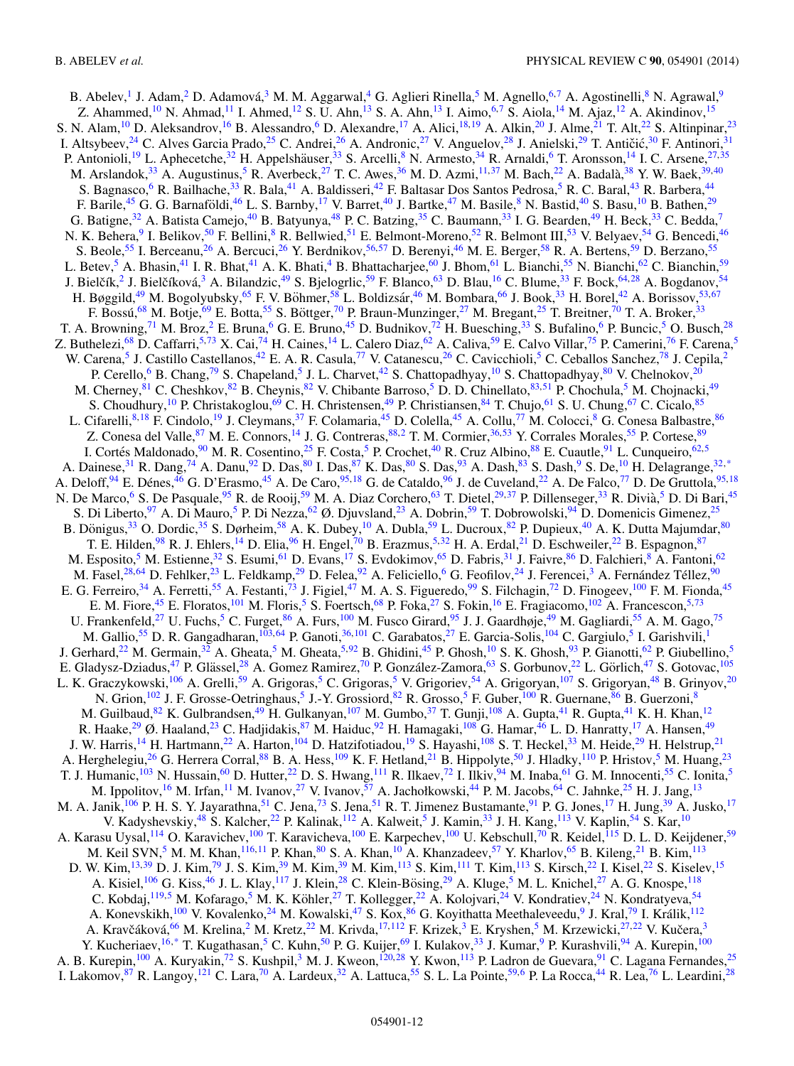B. Abelev,[1] J. Adam,[2] D. Adamová,[3] M. M. Aggarwal,[4] G. Aglieri Rinella,[5] M. Agnello,[6,7] A. Agostinelli,[8] N. Agrawal,[9] Z. Ahammed,[10] N. Ahmad,[11] I. Ahmed,[12] S. U. Ahn,[13] S. A. Ahn,[13] I. Aimo,[6,7] S. Aiola,[14] M. Ajaz,[12] A. Akindinov,[15] S. N. Alam,[10] D. Aleksandrov,[16] B. Alessandro,[6] D. Alexandre,[17] A. Alici,[18,19] A. Alkin,[20] J. Alme,[21] T. Alt,[22] S. Altinpinar,[23] I. Altsybeev,[24] C. Alves Garcia Prado,[25] C. Andrei,[26] A. Andronic,[27] V. Anguelov,[28] J. Anielski,[29] T. Antičić,[30] F. Antinori,[31] P. Antonioli,[19] L. Aphecetche,[32] H. Appelshäuser,[33] S. Arcelli,[8] N. Armesto,[34] R. Arnaldi,[6] T. Aronsson,[14] I. C. Arsene,[27,35] M. Arslandok,[33] A. Augustinus,[5] R. Averbeck,[27] T. C. Awes,[36] M. D. Azmi,[11,37] M. Bach,[22] A. Badalà,[38] Y. W. Baek,[39,40] S. Bagnasco,[6] R. Bailhache,[33] R. Bala,[41] A. Baldisseri,[42] F. Baltasar Dos Santos Pedrosa,[5] R. C. Baral,[43] R. Barbera,[44] F. Barile,[45] G. G. Barnaföldi,[46] L. S. Barnby,[17] V. Barret,[40] J. Bartke,[47] M. Basile,[8] N. Bastid,[40] S. Basu,[10] B. Bathen,[29] G. Batigne,[32] A. Batista Camejo,[40] B. Batyunya,[48] P. C. Batzing,[35] C. Baumann,[33] I. G. Bearden,[49] H. Beck,[33] C. Bedda,[7] N. K. Behera,[9] I. Belikov,[50] F. Bellini,[8] R. Bellwied,[51] E. Belmont-Moreno,[52] R. Belmont III,[53] V. Belyaev,[54] G. Bencedi,[46] S. Beole,[55] I. Berceanu,[26] A. Bercuci,[26] Y. Berdnikov,[56,57] D. Berenyi,[46] M. E. Berger,[58] R. A. Bertens,[59] D. Berzano,[55] L. Betev,[5] A. Bhasin,[41] I. R. Bhat,[41] A. K. Bhati,[4] B. Bhattacharjee,[60] J. Bhom,[61] L. Bianchi,[55] N. Bianchi,[62] C. Bianchin,[59] J. Bielčík,[2] J. Bielčíková,[3] A. Bilandzic,[49] S. Bjelogrlic,[59] F. Blanco,[63] D. Blau,[16] C. Blume,[33] F. Bock,[64,28] A. Bogdanov,[54] H. Bøggild,[49] M. Bogolyubsky,[65] F. V. Böhmer,[58] L. Boldizsár,[46] M. Bombara,[66] J. Book,[33] H. Borel,[42] A. Borissov,[53,67] F. Bossú,[68] M. Botje,[69] E. Botta,[55] S. Böttger,[70] P. Braun-Munzinger,[27] M. Bregant,[25] T. Breitner,[70] T. A. Broker,[33] T. A. Browning,[71] M. Broz,[2] E. Bruna,[6] G. E. Bruno,[45] D. Budnikov,[72] H. Buesching,[33] S. Bufalino,[6] P. Buncic,[5] O. Busch,[28] Z. Buthelezi,[68] D. Caffarri,[5,73] X. Cai,[74] H. Caines,[14] L. Calero Diaz,[62] A. Caliva,[59] E. Calvo Villar,[75] P. Camerini,[76] F. Carena,[5] W. Carena,[5] J. Castillo Castellanos,[42] E. A. R. Casula,[77] V. Catanescu,[26] C. Cavicchioli,[5] C. Ceballos Sanchez,[78] J. Cepila,[2] P. Cerello,[6] B. Chang,[79] S. Chapeland,[5] J. L. Charvet,[42] S. Chattopadhyay,[10] S. Chattopadhyay,[80] V. Chelnokov,[20] M. Cherney,[81] C. Cheshkov,[82] B. Cheynis,[82] V. Chibante Barroso,[5] D. D. Chinellato,[83,51] P. Chochula,[5] M. Chojnacki,[49] S. Choudhury,[10] P. Christakoglou,[69] C. H. Christensen,[49] P. Christiansen,[84] T. Chujo,[61] S. U. Chung,[67] C. Cicalo,[85] L. Cifarelli,[8,18] F. Cindolo,[19] J. Cleymans,[37] F. Colamaria,[45] D. Colella,[45] A. Collu,[77] M. Colocci,[8] G. Conesa Balbastre,[86] Z. Conesa del Valle,[87] M. E. Connors,[14] J. G. Contreras,[88,2] T. M. Cormier,[36,53] Y. Corrales Morales,[55] P. Cortese,[89] I. Cortés Maldonado,[90] M. R. Cosentino,[25] F. Costa,[5] P. Crochet,[40] R. Cruz Albino,[88] E. Cuautle,[91] L. Cunqueiro,[62,5] A. Dainese,[31] R. Dang,[74] A. Danu,[92] D. Das,[80] I. Das,[87] K. Das,[80] S. Das,[93] A. Dash,[83] S. Dash,[9] S. De,[10] H. Delagrange,[32,*] A. Deloff,[94] E. Dénes,[46] G. D'Erasmo,[45] A. De Caro,[95,18] G. de Cataldo,[96] J. de Cuveland,[22] A. De Falco,[77] D. De Gruttola,[95,18] N. De Marco,[6] S. De Pasquale,[95] R. de Rooij,[59] M. A. Diaz Corchero,[63] T. Dietel,[29,37] P. Dillenseger,[33] R. Divià,[5] D. Di Bari,[45] S. Di Liberto,[97] A. Di Mauro,[5] P. Di Nezza,[62] Ø. Djuvsland,[23] A. Dobrin,[59] T. Dobrowolski,[94] D. Domenicis Gimenez,[25] B. Dönigus,[33] O. Dordic,[35] S. Dørheim,[58] A. K. Dubey,[10] A. Dubla,[59] L. Ducroux,[82] P. Dupieux,[40] A. K. Dutta Majumdar,[80] T. E. Hilden,[98] R. J. Ehlers,[14] D. Elia,[96] H. Engel,[70] B. Erazmus,[5,32] H. A. Erdal,[21] D. Eschweiler,[22] B. Espagnon,[87] M. Esposito,[5] M. Estienne,[32] S. Esumi,[61] D. Evans,[17] S. Evdokimov,[65] D. Fabris,[31] J. Faivre,[86] D. Falchieri,[8] A. Fantoni,[62] M. Fasel,[28,64] D. Fehlker,[23] L. Feldkamp,[29] D. Felea,[92] A. Feliciello,[6] G. Feofilov,[24] J. Ferencei,[3] A. Fernández Téllez,[90] E. G. Ferreiro,[34] A. Ferretti,[55] A. Festanti,[73] J. Figiel,[47] M. A. S. Figueredo,[99] S. Filchagin,[72] D. Finogeev,[100] F. M. Fionda,[45] E. M. Fiore,[45] E. Floratos,[101] M. Floris,[5] S. Foertsch,[68] P. Foka,[27] S. Fokin,[16] E. Fragiacomo,[102] A. Francescon,[5,73] U. Frankenfeld,[27] U. Fuchs,[5] C. Furget,[86] A. Furs,[100] M. Fusco Girard,[95] J. J. Gaardhøje,[49] M. Gagliardi,[55] A. M. Gago,[75] M. Gallio,[55] D. R. Gangadharan,[103,64] P. Ganoti,[36,101] C. Garabatos,[27] E. Garcia-Solis,[104] C. Gargiulo,[5] I. Garishvili,[1] J. Gerhard,[22] M. Germain,[32] A. Gheata,[5] M. Gheata,[5,92] B. Ghidini,[45] P. Ghosh,[10] S. K. Ghosh,[93] P. Gianotti,[62] P. Giubellino,[5] E. Gladysz-Dziadus,[47] P. Glässel,[28] A. Gomez Ramirez,[70] P. González-Zamora,[63] S. Gorbunov,[22] L. Görlich,[47] S. Gotovac,[105] L. K. Graczykowski,[106] A. Grelli,[59] A. Grigoras,[5] C. Grigoras,[5] V. Grigoriev,[54] A. Grigoryan,[107] S. Grigoryan,[48] B. Grinyov,[20] N. Grion,[102] J. F. Grosse-Oetringhaus,[5] J.-Y. Grossiord,[82] R. Grosso,[5] F. Guber,[100] R. Guernane,[86] B. Guerzoni,[8] M. Guilbaud,[82] K. Gulbrandsen,[49] H. Gulkanyan,[107] M. Gumbo,[37] T. Gunji,[108] A. Gupta,[41] R. Gupta,[41] K. H. Khan,[12] R. Haake,[29] Ø. Haaland,[23] C. Hadjidakis,[87] M. Haiduc,[92] H. Hamagaki,[108] G. Hamar,[46] L. D. Hanratty,[17] A. Hansen,[49] J. W. Harris,[14] H. Hartmann,[22] A. Harton,[104] D. Hatzifotiadou,[19] S. Hayashi,[108] S. T. Heckel,[33] M. Heide,[29] H. Helstrup,[21] A. Herghelegiu,[26] G. Herrera Corral,[88] B. A. Hess,[109] K. F. Hetland,[21] B. Hippolyte,[50] J. Hladky,[110] P. Hristov,[5] M. Huang,[23] T. J. Humanic,[103] N. Hussain,[60] D. Hutter,[22] D. S. Hwang,[111] R. Ilkaev,[72] I. Ilkiv,[94] M. Inaba,[61] G. M. Innocenti,[55] C. Ionita,[5] M. Ippolitov,[16] M. Irfan,[11] M. Ivanov,[27] V. Ivanov,[57] A. Jachołkowski,[44] P. M. Jacobs,[64] C. Jahnke,[25] H. J. Jang,[13] M. A. Janik,[106] P. H. S. Y. Jayarathna,[51] C. Jena,[73] S. Jena,[51] R. T. Jimenez Bustamante,[91] P. G. Jones,[17] H. Jung,[39] A. Jusko,[17] V. Kadyshevskiy,[48] S. Kalcher,[22] P. Kalinak,[112] A. Kalweit,[5] J. Kamin,[33] J. H. Kang,[113] V. Kaplin,[54] S. Kar,[10] A. Karasu Uysal,[114] O. Karavichev,[100] T. Karavicheva,[100] E. Karpechev,[100] U. Kebschull,[70] R. Keidel,[115] D. L. D. Keijdener,[59] M. Keil SVN,[5] M. M. Khan,[116,11] P. Khan,[80] S. A. Khan,[10] A. Khanzadeev,[57] Y. Kharlov,[65] B. Kileng,[21] B. Kim,[113] D. W. Kim,[13,39] D. J. Kim,[79] J. S. Kim,[39] M. Kim,[39] M. Kim,[113] S. Kim,[111] T. Kim,[113] S. Kirsch,[22] I. Kisel,[22] S. Kiselev,[15] A. Kisiel,[106] G. Kiss,[46] J. L. Klay,[117] J. Klein,[28] C. Klein-Bösing,[29] A. Kluge,[5] M. L. Knichel,[27] A. G. Knospe,[118] C. Kobdaj,[119,5] M. Kofarago,[5] M. K. Köhler,[27] T. Kollegger,[22] A. Kolojvari,[24] V. Kondratiev,[24] N. Kondratyeva,[54] A. Konevskikh,[100] V. Kovalenko,[24] M. Kowalski,[47] S. Kox,[86] G. Koyithatta Meethaleveedu,[9] J. Kral,[79] I. Králik,[112] A. Kravčáková,[66] M. Krelina,[2] M. Kretz,[22] M. Krivda,[17,112] F. Krizek,[3] E. Kryshen,[5] M. Krzewicki,[27,22] V. Kučera,[3] Y. Kucheriaev,[16,*] T. Kugathasan,[5] C. Kuhn,[50] P. G. Kuijer,[69] I. Kulakov,[33] J. Kumar,[9] P. Kurashvili,[94] A. Kurepin,[100] A. B. Kurepin,[100] A. Kuryakin,[72] S. Kushpil,[3] M. J. Kweon,[120,28] Y. Kwon,[113] P. Ladron de Guevara,[91] C. Lagana Fernandes,[25] I. Lakomov,[87] R. Langoy,[121] C. Lara,[70] A. Lardeux,[32] A. Lattuca,[55] S. L. La Pointe,[59,6] P. La Rocca,[44] R. Lea,[76] L. Leardini,[28]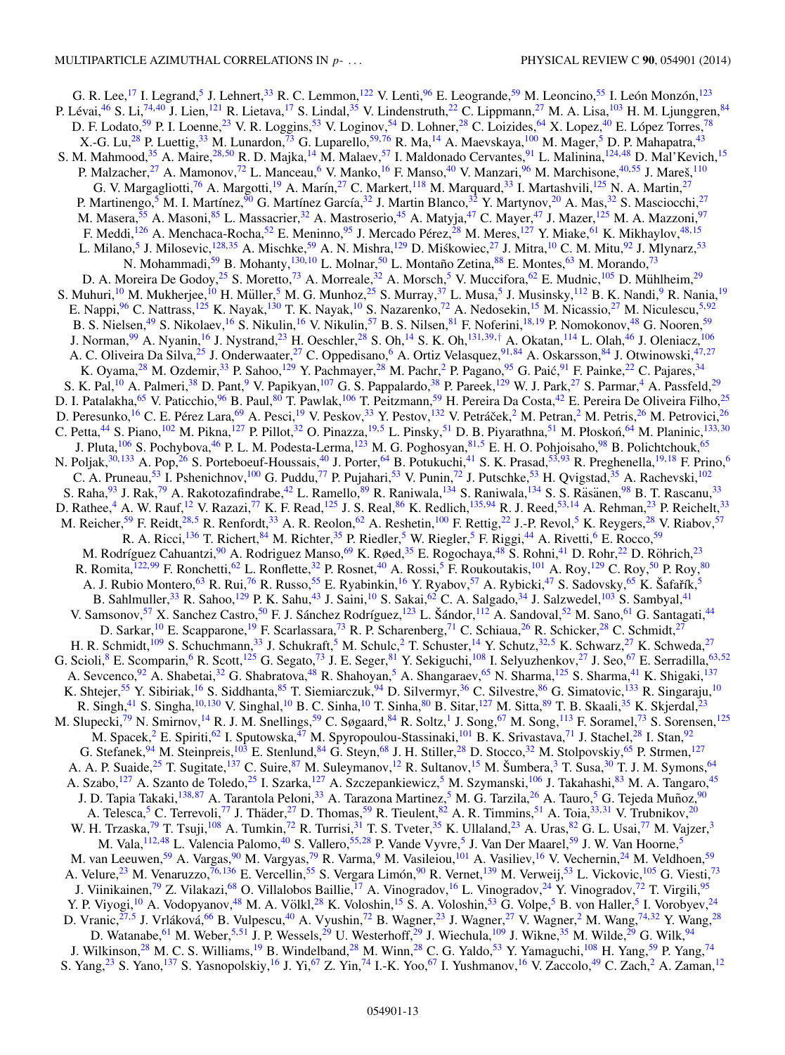G. R. Lee,[17] I. Legrand,[5] J. Lehnert,[33] R. C. Lemmon,[122] V. Lenti,[96] E. Leogrande,[59] M. Leoncino,[55] I. León Monzón,[123] P. Lévai,[46] S. Li,[74,40] J. Lien,[121] R. Lietava,[17] S. Lindal,[35] V. Lindenstruth,[22] C. Lippmann,[27] M. A. Lisa,[103] H. M. Ljunggren,[84] D. F. Lodato,[59] P. I. Loenne,[23] V. R. Loggins,[53] V. Loginov,[54] D. Lohner,[28] C. Loizides,[64] X. Lopez,[40] E. López Torres,[78] X.-G. Lu,[28] P. Luettig,[33] M. Lunardon,[73] G. Luparello,[59,76] R. Ma,[14] A. Maevskaya,[100] M. Mager,[5] D. P. Mahapatra,[43] S. M. Mahmood,[35] A. Maire,[28,50] R. D. Majka,[14] M. Malaev,[57] I. Maldonado Cervantes,[91] L. Malinina,[124,48] D. Mal'Kevich,[15] P. Malzacher,[27] A. Mamonov,[72] L. Manceau,[6] V. Manko,[16] F. Manso,[40] V. Manzari,[96] M. Marchisone,[40,55] J. Mareš,[110] G. V. Margagliotti,[76] A. Margotti,[19] A. Marín,[27] C. Markert,[118] M. Marquard,[33] I. Martashvili,[125] N. A. Martin,[27] P. Martinengo,[5] M. I. Martínez,[90] G. Martínez García,[32] J. Martin Blanco,[32] Y. Martynov,[20] A. Mas,[32] S. Masciocchi,[27] M. Masera,[55] A. Masoni,[85] L. Massacrier,[32] A. Mastroserio,[45] A. Matyja,[47] C. Mayer,[47] J. Mazer,[125] M. A. Mazzoni,[97] F. Meddi,[126] A. Menchaca-Rocha,[52] E. Meninno,[95] J. Mercado Pérez,[28] M. Meres,[127] Y. Miake,[61] K. Mikhaylov,[48,15] L. Milano,[5] J. Milosevic,[128,35] A. Mischke,[59] A. N. Mishra,[129] D. Miśkowiec,[27] J. Mitra,[10] C. M. Mitu,[92] J. Mlynarz,[53] N. Mohammadi,[59] B. Mohanty,[130,10] L. Molnar,[50] L. Montaño Zetina,[88] E. Montes,[63] M. Morando,[73] D. A. Moreira De Godoy,[25] S. Moretto,[73] A. Morreale,[32] A. Morsch,[5] V. Muccifora,[62] E. Mudnic,[105] D. Mühlheim,[29] S. Muhuri,[10] M. Mukherjee,[10] H. Müller,[5] M. G. Munhoz,[25] S. Murray,[37] L. Musa,[5] J. Musinsky,[112] B. K. Nandi,[9] R. Nania,[19] E. Nappi,[96] C. Nattrass,[125] K. Nayak,[130] T. K. Nayak,[10] S. Nazarenko,[72] A. Nedosekin,[15] M. Nicassio,[27] M. Niculescu,[5,92] B. S. Nielsen,[49] S. Nikolaev,[16] S. Nikulin,[16] V. Nikulin,[57] B. S. Nilsen,[81] F. Noferini,[18,19] P. Nomokonov,[48] G. Nooren,[59] J. Norman,[99] A. Nyanin,[16] J. Nystrand,[23] H. Oeschler,[28] S. Oh,[14] S. K. Oh,[131,39,†] A. Okatan,[114] L. Olah,[46] J. Oleniacz,[106] A. C. Oliveira Da Silva,[25] J. Onderwaater,[27] C. Oppedisano,[6] A. Ortiz Velasquez,[91,84] A. Oskarsson,[84] J. Otwinowski,[47,27] K. Oyama,[28] M. Ozdemir,[33] P. Sahoo,[129] Y. Pachmayer,[28] M. Pachr,[2] P. Pagano,[95] G. Paić,[91] F. Painke,[22] C. Pajares,[34] S. K. Pal,[10] A. Palmeri,[38] D. Pant,[9] V. Papikyan,[107] G. S. Pappalardo,[38] P. Pareek,[129] W. J. Park,[27] S. Parmar,[4] A. Passfeld,[29] D. I. Patalakha,[65] V. Paticchio,[96] B. Paul,[80] T. Pawlak,[106] T. Peitzmann,[59] H. Pereira Da Costa,[42] E. Pereira De Oliveira Filho,[25] D. Peresunko,[16] C. E. Pérez Lara,[69] A. Pesci,[19] V. Peskov,[33] Y. Pestov,[132] V. Petráček,[2] M. Petran,[2] M. Petris,[26] M. Petrovici,[26] C. Petta,[44] S. Piano,[102] M. Pikna,[127] P. Pillot,[32] O. Pinazza,[19,5] L. Pinsky,[51] D. B. Piyarathna,[51] M. Płoskoń,[64] M. Planinic,[133,30] J. Pluta,[106] S. Pochybova,[46] P. L. M. Podesta-Lerma,[123] M. G. Poghosyan,[81,5] E. H. O. Pohjoisaho,[98] B. Polichtchouk,[65] N. Poljak,[30,133] A. Pop,[26] S. Porteboeuf-Houssais,[40] J. Porter,[64] B. Potukuchi,[41] S. K. Prasad,[53,93] R. Preghenella,[19,18] F. Prino,[6] C. A. Pruneau,[53] I. Pshenichnov,[100] G. Puddu,[77] P. Pujahari,[53] V. Punin,[72] J. Putschke,[53] H. Qvigstad,[35] A. Rachevski,[102] S. Raha,[93] J. Rak,[79] A. Rakotozafindrabe,[42] L. Ramello,[89] R. Raniwala,[134] S. Raniwala,[134] S. S. Räsänen,[98] B. T. Rascanu,[33] D. Rathee,[4] A. W. Rauf,[12] V. Razazi,[77] K. F. Read,[125] J. S. Real,[86] K. Redlich,[135,94] R. J. Reed,[53,14] A. Rehman,[23] P. Reichelt,[33] M. Reicher,[59] F. Reidt,[28,5] R. Renfordt,[33] A. R. Reolon,[62] A. Reshetin,[100] F. Rettig,[22] J.-P. Revol,[5] K. Reygers,[28] V. Riabov,[57] R. A. Ricci,[136] T. Richert,[84] M. Richter,[35] P. Riedler,[5] W. Riegler,[5] F. Riggi,[44] A. Rivetti,[6] E. Rocco,[59] M. Rodríguez Cahuantzi,[90] A. Rodriguez Manso,[69] K. Røed,[35] E. Rogochaya,[48] S. Rohni,[41] D. Rohr,[22] D. Röhrich,[23] R. Romita,[122,99] F. Ronchetti,[62] L. Ronflette,[32] P. Rosnet,[40] A. Rossi,[5] F. Roukoutakis,[101] A. Roy,[129] C. Roy,[50] P. Roy,[80] A. J. Rubio Montero,[63] R. Rui,[76] R. Russo,[55] E. Ryabinkin,[16] Y. Ryabov,[57] A. Rybicki,[47] S. Sadovsky,[65] K. Šafařík,[5] B. Sahlmuller,[33] R. Sahoo,[129] P. K. Sahu,[43] J. Saini,[10] S. Sakai,[62] C. A. Salgado,[34] J. Salzwedel,[103] S. Sambyal,[41] V. Samsonov,[57] X. Sanchez Castro,[50] F. J. Sánchez Rodríguez,[123] L. Šándor,[112] A. Sandoval,[52] M. Sano,[61] G. Santagati,[44] D. Sarkar,[10] E. Scapparone,[19] F. Scarlassara,[73] R. P. Scharenberg,[71] C. Schiaua,[26] R. Schicker,[28] C. Schmidt,[27] H. R. Schmidt,[109] S. Schuchmann,[33] J. Schukraft,[5] M. Schulc,[2] T. Schuster,[14] Y. Schutz,[32,5] K. Schwarz,[27] K. Schweda,[27] G. Scioli,[8] E. Scomparin,[6] R. Scott,[125] G. Segato,[73] J. E. Seger,[81] Y. Sekiguchi,[108] I. Selyuzhenkov,[27] J. Seo,[67] E. Serradilla,[63,52] A. Sevcenco,[92] A. Shabetai,[32] G. Shabratova,[48] R. Shahoyan,[5] A. Shangaraev,[65] N. Sharma,[125] S. Sharma,[41] K. Shigaki,[137] K. Shtejer,[55] Y. Sibiriak,[16] S. Siddhanta,[85] T. Siemiarczuk,[94] D. Silvermyr,[36] C. Silvestre,[86] G. Simatovic,[133] R. Singaraju,[10] R. Singh,[41] S. Singha,[10,130] V. Singhal,[10] B. C. Sinha,[10] T. Sinha,[80] B. Sitar,[127] M. Sitta,[89] T. B. Skaali,[35] K. Skjerdal,[23] M. Slupecki,[79] N. Smirnov,[14] R. J. M. Snellings,[59] C. Søgaard,[84] R. Soltz,[1] J. Song,[67] M. Song,[113] F. Soramel,[73] S. Sorensen,[125] M. Spacek,[2] E. Spiriti,[62] I. Sputowska,[47] M. Spyropoulou-Stassinaki,[101] B. K. Srivastava,[71] J. Stachel,[28] I. Stan,[92] G. Stefanek,[94] M. Steinpreis,[103] E. Stenlund,[84] G. Steyn,[68] J. H. Stiller,[28] D. Stocco,[32] M. Stolpovskiy,[65] P. Strmen,[127] A. A. P. Suaide,[25] T. Sugitate,[137] C. Suire,[87] M. Suleymanov,[12] R. Sultanov,[15] M. Šumbera,[3] T. Susa,[30] T. J. M. Symons,[64] A. Szabo,[127] A. Szanto de Toledo,[25] I. Szarka,[127] A. Szczepankiewicz,[5] M. Szymanski,[106] J. Takahashi,[83] M. A. Tangaro,[45] J. D. Tapia Takaki,[138,87] A. Tarantola Peloni,[33] A. Tarazona Martinez,[5] M. G. Tarzila,[26] A. Tauro,[5] G. Tejeda Muñoz,[90] A. Telesca,[5] C. Terrevoli,[77] J. Thäder,[27] D. Thomas,[59] R. Tieulent,[82] A. R. Timmins,[51] A. Toia,[33,31] V. Trubnikov,[20] W. H. Trzaska,[79] T. Tsuji,[108] A. Tumkin,[72] R. Turrisi,[31] T. S. Tveter,[35] K. Ullaland,[23] A. Uras,[82] G. L. Usai,[77] M. Vajzer,[3] M. Vala,[112,48] L. Valencia Palomo,[40] S. Vallero,[55,28] P. Vande Vyvre,[5] J. Van Der Maarel,[59] J. W. Van Hoorne,[5] M. van Leeuwen,[59] A. Vargas,[90] M. Vargyas,[79] R. Varma,[9] M. Vasileiou,[101] A. Vasiliev,[16] V. Vechernin,[24] M. Veldhoen,[59] A. Velure,[23] M. Venaruzzo,[76,136] E. Vercellin,[55] S. Vergara Limón,[90] R. Vernet,[139] M. Verweij,[53] L. Vickovic,[105] G. Viesti,[73] J. Viinikainen,[79] Z. Vilakazi,[68] O. Villalobos Baillie,[17] A. Vinogradov,[16] L. Vinogradov,[24] Y. Vinogradov,[72] T. Virgili,[95] Y. P. Viyogi,[10] A. Vodopyanov,[48] M. A. Völkl,[28] K. Voloshin,[15] S. A. Voloshin,[53] G. Volpe,[5] B. von Haller,[5] I. Vorobyev,[24] D. Vranic,[27,5] J. Vrláková,[66] B. Vulpescu,[40] A. Vyushin,[72] B. Wagner,[23] J. Wagner,[27] V. Wagner,[2] M. Wang,[74,32] Y. Wang,[28] D. Watanabe,[61] M. Weber,[5,51] J. P. Wessels,[29] U. Westerhoff,[29] J. Wiechula,[109] J. Wikne,[35] M. Wilde,[29] G. Wilk,[94] J. Wilkinson,[28] M. C. S. Williams,[19] B. Windelband,[28] M. Winn,[28] C. G. Yaldo,[53] Y. Yamaguchi,[108] H. Yang,[59] P. Yang,[74] S. Yang,[23] S. Yano,[137] S. Yasnopolskiy,[16] J. Yi,[67] Z. Yin,[74] I.-K. Yoo,[67] I. Yushmanov,[16] V. Zaccolo,[49] C. Zach,[2] A. Zaman,[12]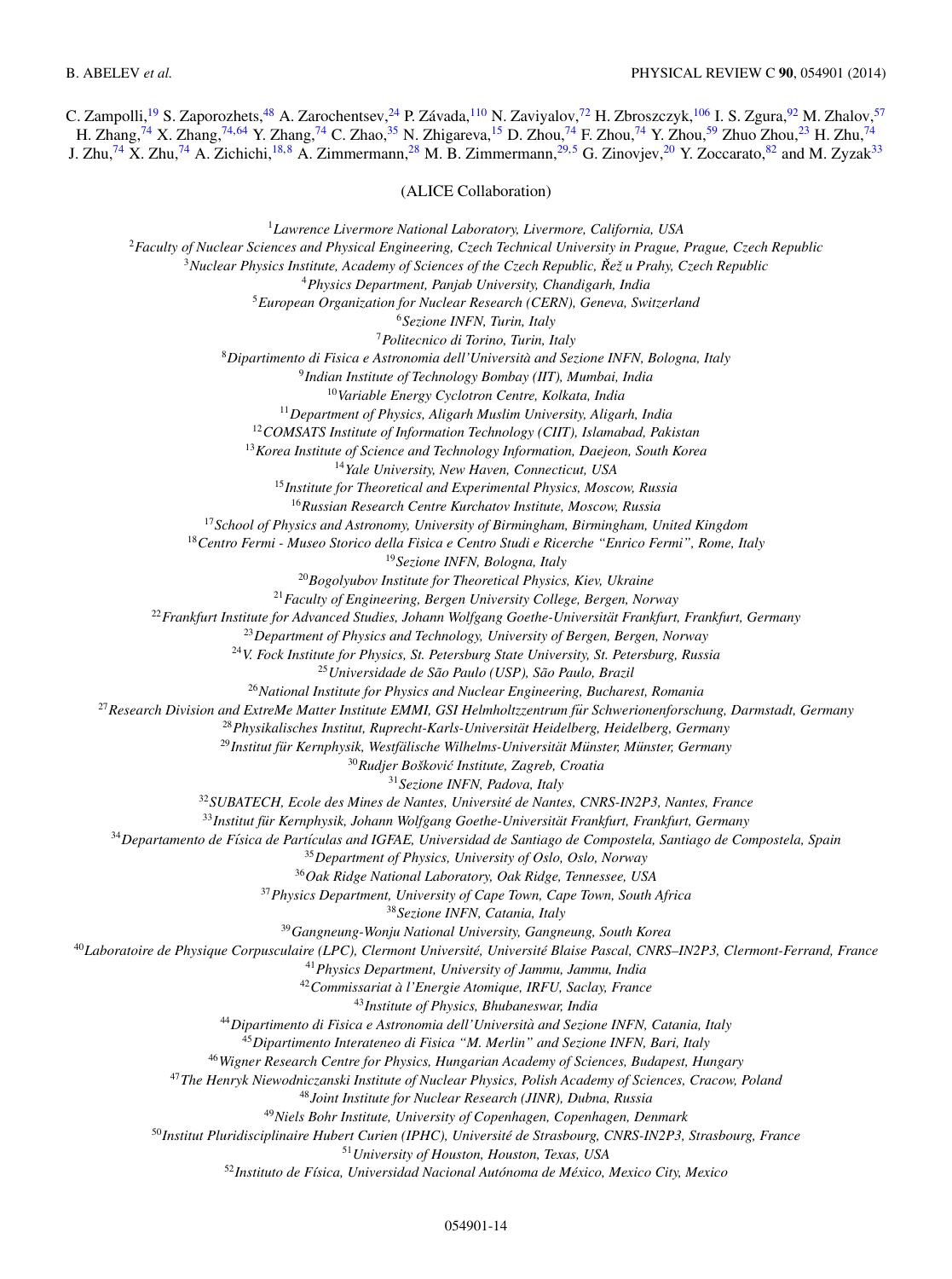C. Zampolli,[19] S. Zaporozhets,[48] A. Zarochentsev,[24] P. Závada,[110] N. Zaviyalov,[72] H. Zbroszczyk,[106] I. S. Zgura,[92] M. Zhalov,[57] H. Zhang,[74] X. Zhang,[74,64] Y. Zhang,[74] C. Zhao,[35] N. Zhigareva,[15] D. Zhou,[74] F. Zhou,[74] Y. Zhou,[59] Zhuo Zhou,[23] H. Zhu,[74] J. Zhu,[74] X. Zhu,[74] A. Zichichi,[18,8] A. Zimmermann,[28] M. B. Zimmermann,[29,5] G. Zinovjev,[20] Y. Zoccarato,[82] and M. Zyzak[33]

(ALICE Collaboration)

[1]*Lawrence Livermore National Laboratory, Livermore, California, USA*
[2]*Faculty of Nuclear Sciences and Physical Engineering, Czech Technical University in Prague, Prague, Czech Republic*
[3]*Nuclear Physics Institute, Academy of Sciences of the Czech Republic, Řež u Prahy, Czech Republic*
[4]*Physics Department, Panjab University, Chandigarh, India*
[5]*European Organization for Nuclear Research (CERN), Geneva, Switzerland*
[6]*Sezione INFN, Turin, Italy*
[7]*Politecnico di Torino, Turin, Italy*
[8]*Dipartimento di Fisica e Astronomia dell'Università and Sezione INFN, Bologna, Italy*
[9]*Indian Institute of Technology Bombay (IIT), Mumbai, India*
[10]*Variable Energy Cyclotron Centre, Kolkata, India*
[11]*Department of Physics, Aligarh Muslim University, Aligarh, India*
[12]*COMSATS Institute of Information Technology (CIIT), Islamabad, Pakistan*
[13]*Korea Institute of Science and Technology Information, Daejeon, South Korea*
[14]*Yale University, New Haven, Connecticut, USA*
[15]*Institute for Theoretical and Experimental Physics, Moscow, Russia*
[16]*Russian Research Centre Kurchatov Institute, Moscow, Russia*
[17]*School of Physics and Astronomy, University of Birmingham, Birmingham, United Kingdom*
[18]*Centro Fermi - Museo Storico della Fisica e Centro Studi e Ricerche "Enrico Fermi", Rome, Italy*
[19]*Sezione INFN, Bologna, Italy*
[20]*Bogolyubov Institute for Theoretical Physics, Kiev, Ukraine*
[21]*Faculty of Engineering, Bergen University College, Bergen, Norway*
[22]*Frankfurt Institute for Advanced Studies, Johann Wolfgang Goethe-Universität Frankfurt, Frankfurt, Germany*
[23]*Department of Physics and Technology, University of Bergen, Bergen, Norway*
[24]*V. Fock Institute for Physics, St. Petersburg State University, St. Petersburg, Russia*
[25]*Universidade de São Paulo (USP), São Paulo, Brazil*
[26]*National Institute for Physics and Nuclear Engineering, Bucharest, Romania*
[27]*Research Division and ExtreMe Matter Institute EMMI, GSI Helmholtzzentrum für Schwerionenforschung, Darmstadt, Germany*
[28]*Physikalisches Institut, Ruprecht-Karls-Universität Heidelberg, Heidelberg, Germany*
[29]*Institut für Kernphysik, Westfälische Wilhelms-Universität Münster, Münster, Germany*
[30]*Rudjer Bošković Institute, Zagreb, Croatia*
[31]*Sezione INFN, Padova, Italy*
[32]*SUBATECH, Ecole des Mines de Nantes, Université de Nantes, CNRS-IN2P3, Nantes, France*
[33]*Institut für Kernphysik, Johann Wolfgang Goethe-Universität Frankfurt, Frankfurt, Germany*
[34]*Departamento de Física de Partículas and IGFAE, Universidad de Santiago de Compostela, Santiago de Compostela, Spain*
[35]*Department of Physics, University of Oslo, Oslo, Norway*
[36]*Oak Ridge National Laboratory, Oak Ridge, Tennessee, USA*
[37]*Physics Department, University of Cape Town, Cape Town, South Africa*
[38]*Sezione INFN, Catania, Italy*
[39]*Gangneung-Wonju National University, Gangneung, South Korea*
[40]*Laboratoire de Physique Corpusculaire (LPC), Clermont Université, Université Blaise Pascal, CNRS–IN2P3, Clermont-Ferrand, France*
[41]*Physics Department, University of Jammu, Jammu, India*
[42]*Commissariat à l'Energie Atomique, IRFU, Saclay, France*
[43]*Institute of Physics, Bhubaneswar, India*
[44]*Dipartimento di Fisica e Astronomia dell'Università and Sezione INFN, Catania, Italy*
[45]*Dipartimento Interateneo di Fisica "M. Merlin" and Sezione INFN, Bari, Italy*
[46]*Wigner Research Centre for Physics, Hungarian Academy of Sciences, Budapest, Hungary*
[47]*The Henryk Niewodniczanski Institute of Nuclear Physics, Polish Academy of Sciences, Cracow, Poland*
[48]*Joint Institute for Nuclear Research (JINR), Dubna, Russia*
[49]*Niels Bohr Institute, University of Copenhagen, Copenhagen, Denmark*
[50]*Institut Pluridisciplinaire Hubert Curien (IPHC), Université de Strasbourg, CNRS-IN2P3, Strasbourg, France*
[51]*University of Houston, Houston, Texas, USA*
[52]*Instituto de Física, Universidad Nacional Autónoma de México, Mexico City, Mexico*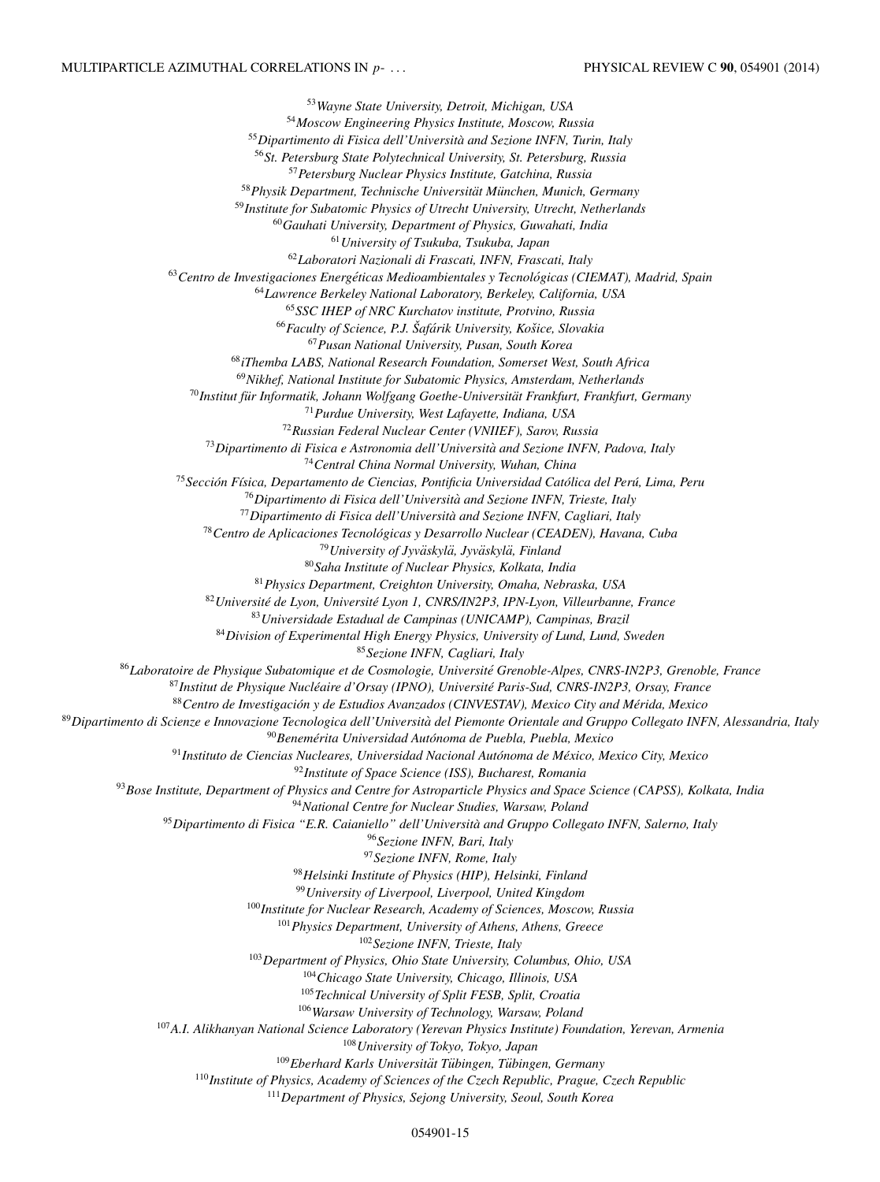[53] *Wayne State University, Detroit, Michigan, USA*  
[54] *Moscow Engineering Physics Institute, Moscow, Russia*  
[55] *Dipartimento di Fisica dell'Università and Sezione INFN, Turin, Italy*  
[56] *St. Petersburg State Polytechnical University, St. Petersburg, Russia*  
[57] *Petersburg Nuclear Physics Institute, Gatchina, Russia*  
[58] *Physik Department, Technische Universität München, Munich, Germany*  
[59] *Institute for Subatomic Physics of Utrecht University, Utrecht, Netherlands*  
[60] *Gauhati University, Department of Physics, Guwahati, India*  
[61] *University of Tsukuba, Tsukuba, Japan*  
[62] *Laboratori Nazionali di Frascati, INFN, Frascati, Italy*  
[63] *Centro de Investigaciones Energéticas Medioambientales y Tecnológicas (CIEMAT), Madrid, Spain*  
[64] *Lawrence Berkeley National Laboratory, Berkeley, California, USA*  
[65] *SSC IHEP of NRC Kurchatov institute, Protvino, Russia*  
[66] *Faculty of Science, P.J. Šafárik University, Košice, Slovakia*  
[67] *Pusan National University, Pusan, South Korea*  
[68] *iThemba LABS, National Research Foundation, Somerset West, South Africa*  
[69] *Nikhef, National Institute for Subatomic Physics, Amsterdam, Netherlands*  
[70] *Institut für Informatik, Johann Wolfgang Goethe-Universität Frankfurt, Frankfurt, Germany*  
[71] *Purdue University, West Lafayette, Indiana, USA*  
[72] *Russian Federal Nuclear Center (VNIIEF), Sarov, Russia*  
[73] *Dipartimento di Fisica e Astronomia dell'Università and Sezione INFN, Padova, Italy*  
[74] *Central China Normal University, Wuhan, China*  
[75] *Sección Física, Departamento de Ciencias, Pontificia Universidad Católica del Perú, Lima, Peru*  
[76] *Dipartimento di Fisica dell'Università and Sezione INFN, Trieste, Italy*  
[77] *Dipartimento di Fisica dell'Università and Sezione INFN, Cagliari, Italy*  
[78] *Centro de Aplicaciones Tecnológicas y Desarrollo Nuclear (CEADEN), Havana, Cuba*  
[79] *University of Jyväskylä, Jyväskylä, Finland*  
[80] *Saha Institute of Nuclear Physics, Kolkata, India*  
[81] *Physics Department, Creighton University, Omaha, Nebraska, USA*  
[82] *Université de Lyon, Université Lyon 1, CNRS/IN2P3, IPN-Lyon, Villeurbanne, France*  
[83] *Universidade Estadual de Campinas (UNICAMP), Campinas, Brazil*  
[84] *Division of Experimental High Energy Physics, University of Lund, Lund, Sweden*  
[85] *Sezione INFN, Cagliari, Italy*  
[86] *Laboratoire de Physique Subatomique et de Cosmologie, Université Grenoble-Alpes, CNRS-IN2P3, Grenoble, France*  
[87] *Institut de Physique Nucléaire d'Orsay (IPNO), Université Paris-Sud, CNRS-IN2P3, Orsay, France*  
[88] *Centro de Investigación y de Estudios Avanzados (CINVESTAV), Mexico City and Mérida, Mexico*  
[89] *Dipartimento di Scienze e Innovazione Tecnologica dell'Università del Piemonte Orientale and Gruppo Collegato INFN, Alessandria, Italy*  
[90] *Benemérita Universidad Autónoma de Puebla, Puebla, Mexico*  
[91] *Instituto de Ciencias Nucleares, Universidad Nacional Autónoma de México, Mexico City, Mexico*  
[92] *Institute of Space Science (ISS), Bucharest, Romania*  
[93] *Bose Institute, Department of Physics and Centre for Astroparticle Physics and Space Science (CAPSS), Kolkata, India*  
[94] *National Centre for Nuclear Studies, Warsaw, Poland*  
[95] *Dipartimento di Fisica "E.R. Caianiello" dell'Università and Gruppo Collegato INFN, Salerno, Italy*  
[96] *Sezione INFN, Bari, Italy*  
[97] *Sezione INFN, Rome, Italy*  
[98] *Helsinki Institute of Physics (HIP), Helsinki, Finland*  
[99] *University of Liverpool, Liverpool, United Kingdom*  
[100] *Institute for Nuclear Research, Academy of Sciences, Moscow, Russia*  
[101] *Physics Department, University of Athens, Athens, Greece*  
[102] *Sezione INFN, Trieste, Italy*  
[103] *Department of Physics, Ohio State University, Columbus, Ohio, USA*  
[104] *Chicago State University, Chicago, Illinois, USA*  
[105] *Technical University of Split FESB, Split, Croatia*  
[106] *Warsaw University of Technology, Warsaw, Poland*  
[107] *A.I. Alikhanyan National Science Laboratory (Yerevan Physics Institute) Foundation, Yerevan, Armenia*  
[108] *University of Tokyo, Tokyo, Japan*  
[109] *Eberhard Karls Universität Tübingen, Tübingen, Germany*  
[110] *Institute of Physics, Academy of Sciences of the Czech Republic, Prague, Czech Republic*  
[111] *Department of Physics, Sejong University, Seoul, South Korea*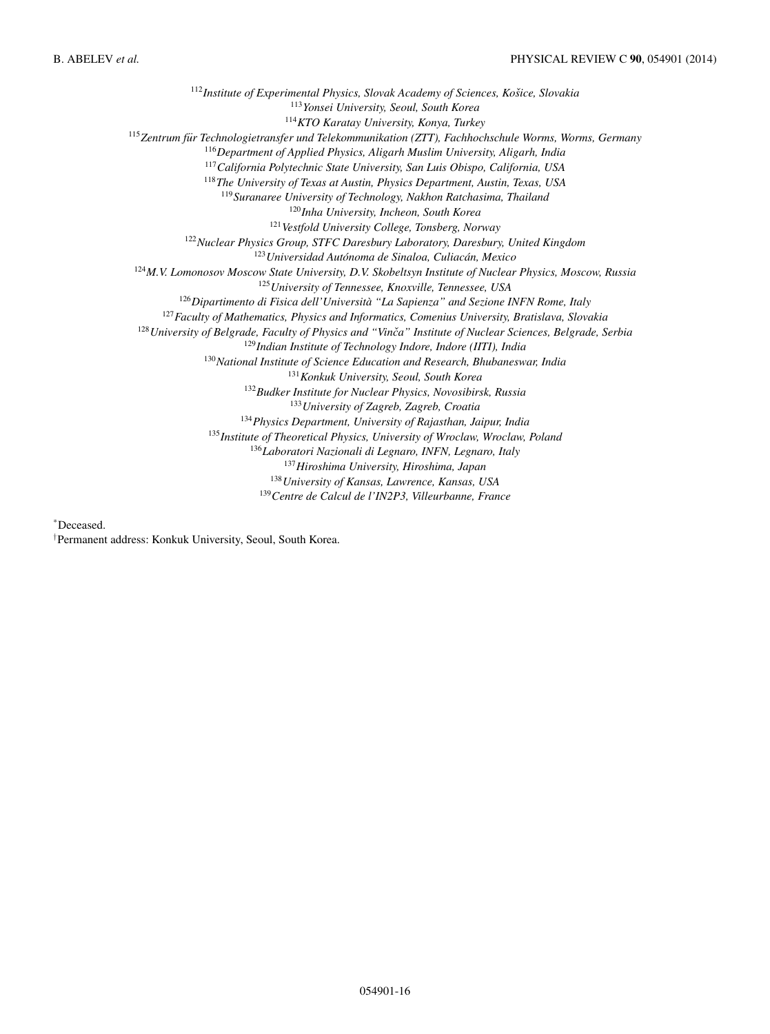[112]*Institute of Experimental Physics, Slovak Academy of Sciences, Košice, Slovakia*
[113]*Yonsei University, Seoul, South Korea*
[114]*KTO Karatay University, Konya, Turkey*
[115]*Zentrum für Technologietransfer und Telekommunikation (ZTT), Fachhochschule Worms, Worms, Germany*
[116]*Department of Applied Physics, Aligarh Muslim University, Aligarh, India*
[117]*California Polytechnic State University, San Luis Obispo, California, USA*
[118]*The University of Texas at Austin, Physics Department, Austin, Texas, USA*
[119]*Suranaree University of Technology, Nakhon Ratchasima, Thailand*
[120]*Inha University, Incheon, South Korea*
[121]*Vestfold University College, Tonsberg, Norway*
[122]*Nuclear Physics Group, STFC Daresbury Laboratory, Daresbury, United Kingdom*
[123]*Universidad Autónoma de Sinaloa, Culiacán, Mexico*
[124]*M.V. Lomonosov Moscow State University, D.V. Skobeltsyn Institute of Nuclear Physics, Moscow, Russia*
[125]*University of Tennessee, Knoxville, Tennessee, USA*
[126]*Dipartimento di Fisica dell'Università "La Sapienza" and Sezione INFN Rome, Italy*
[127]*Faculty of Mathematics, Physics and Informatics, Comenius University, Bratislava, Slovakia*
[128]*University of Belgrade, Faculty of Physics and "Vinča" Institute of Nuclear Sciences, Belgrade, Serbia*
[129]*Indian Institute of Technology Indore, Indore (IITI), India*
[130]*National Institute of Science Education and Research, Bhubaneswar, India*
[131]*Konkuk University, Seoul, South Korea*
[132]*Budker Institute for Nuclear Physics, Novosibirsk, Russia*
[133]*University of Zagreb, Zagreb, Croatia*
[134]*Physics Department, University of Rajasthan, Jaipur, India*
[135]*Institute of Theoretical Physics, University of Wroclaw, Wroclaw, Poland*
[136]*Laboratori Nazionali di Legnaro, INFN, Legnaro, Italy*
[137]*Hiroshima University, Hiroshima, Japan*
[138]*University of Kansas, Lawrence, Kansas, USA*
[139]*Centre de Calcul de l'IN2P3, Villeurbanne, France*

[*]Deceased.
[†]Permanent address: Konkuk University, Seoul, South Korea.